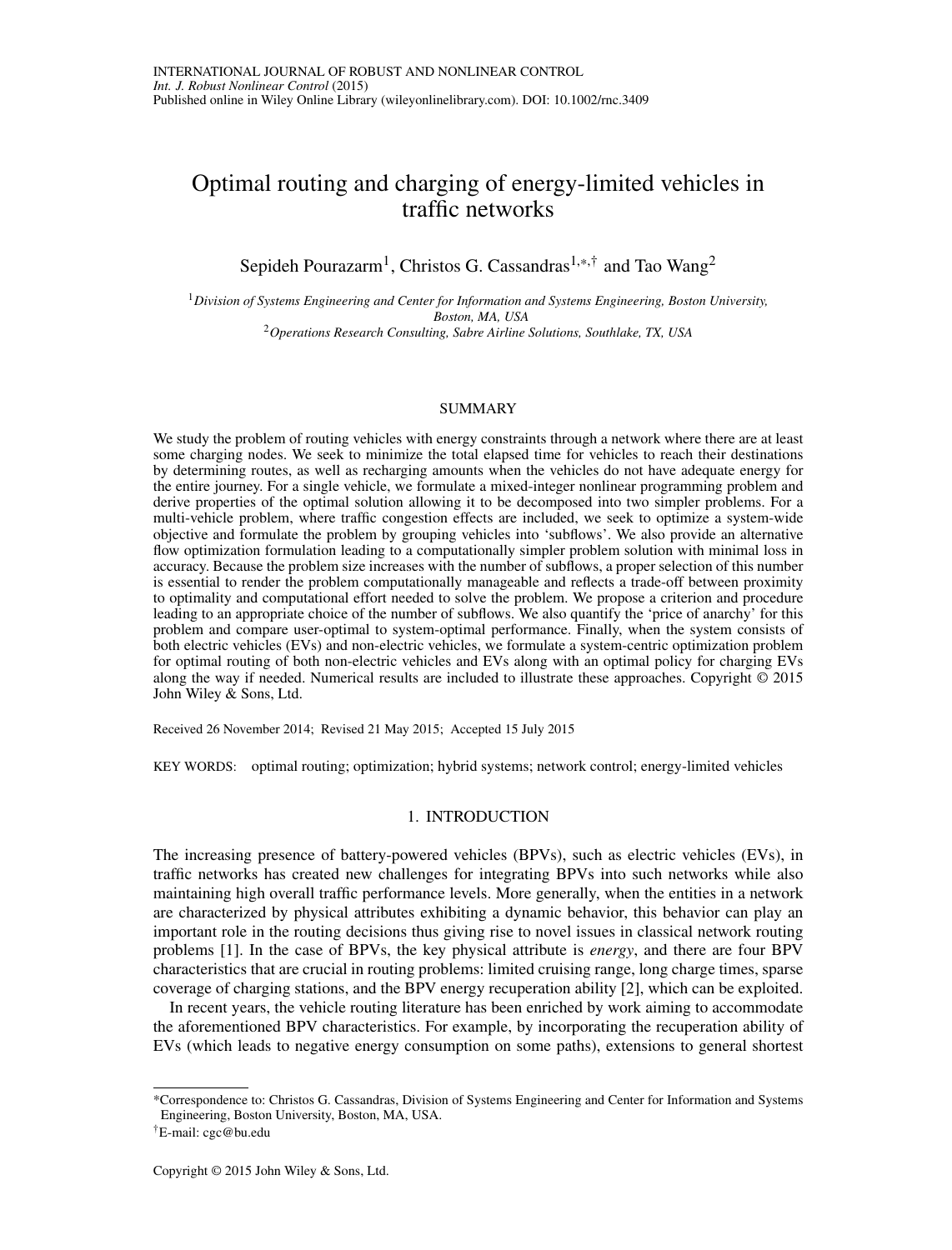INTERNATIONAL JOURNAL OF ROBUST AND NONLINEAR CONTROL
*Int. J. Robust Nonlinear Control* (2015)
Published online in Wiley Online Library (wileyonlinelibrary.com). DOI: 10.1002/rnc.3409

# Optimal routing and charging of energy-limited vehicles in traffic networks

Sepideh Pourazarm[1], Christos G. Cassandras[1,*,†] and Tao Wang[2]

[1] *Division of Systems Engineering and Center for Information and Systems Engineering, Boston University, Boston, MA, USA*
[2] *Operations Research Consulting, Sabre Airline Solutions, Southlake, TX, USA*

## SUMMARY

We study the problem of routing vehicles with energy constraints through a network where there are at least some charging nodes. We seek to minimize the total elapsed time for vehicles to reach their destinations by determining routes, as well as recharging amounts when the vehicles do not have adequate energy for the entire journey. For a single vehicle, we formulate a mixed-integer nonlinear programming problem and derive properties of the optimal solution allowing it to be decomposed into two simpler problems. For a multi-vehicle problem, where traffic congestion effects are included, we seek to optimize a system-wide objective and formulate the problem by grouping vehicles into 'subflows'. We also provide an alternative flow optimization formulation leading to a computationally simpler problem solution with minimal loss in accuracy. Because the problem size increases with the number of subflows, a proper selection of this number is essential to render the problem computationally manageable and reflects a trade-off between proximity to optimality and computational effort needed to solve the problem. We propose a criterion and procedure leading to an appropriate choice of the number of subflows. We also quantify the 'price of anarchy' for this problem and compare user-optimal to system-optimal performance. Finally, when the system consists of both electric vehicles (EVs) and non-electric vehicles, we formulate a system-centric optimization problem for optimal routing of both non-electric vehicles and EVs along with an optimal policy for charging EVs along the way if needed. Numerical results are included to illustrate these approaches. Copyright © 2015 John Wiley & Sons, Ltd.

Received 26 November 2014; Revised 21 May 2015; Accepted 15 July 2015

KEY WORDS: optimal routing; optimization; hybrid systems; network control; energy-limited vehicles

## 1. INTRODUCTION

The increasing presence of battery-powered vehicles (BPVs), such as electric vehicles (EVs), in traffic networks has created new challenges for integrating BPVs into such networks while also maintaining high overall traffic performance levels. More generally, when the entities in a network are characterized by physical attributes exhibiting a dynamic behavior, this behavior can play an important role in the routing decisions thus giving rise to novel issues in classical network routing problems [1]. In the case of BPVs, the key physical attribute is *energy*, and there are four BPV characteristics that are crucial in routing problems: limited cruising range, long charge times, sparse coverage of charging stations, and the BPV energy recuperation ability [2], which can be exploited.

In recent years, the vehicle routing literature has been enriched by work aiming to accommodate the aforementioned BPV characteristics. For example, by incorporating the recuperation ability of EVs (which leads to negative energy consumption on some paths), extensions to general shortest

---

*Correspondence to: Christos G. Cassandras, Division of Systems Engineering and Center for Information and Systems Engineering, Boston University, Boston, MA, USA.

†E-mail: cgc@bu.edu

Copyright © 2015 John Wiley & Sons, Ltd.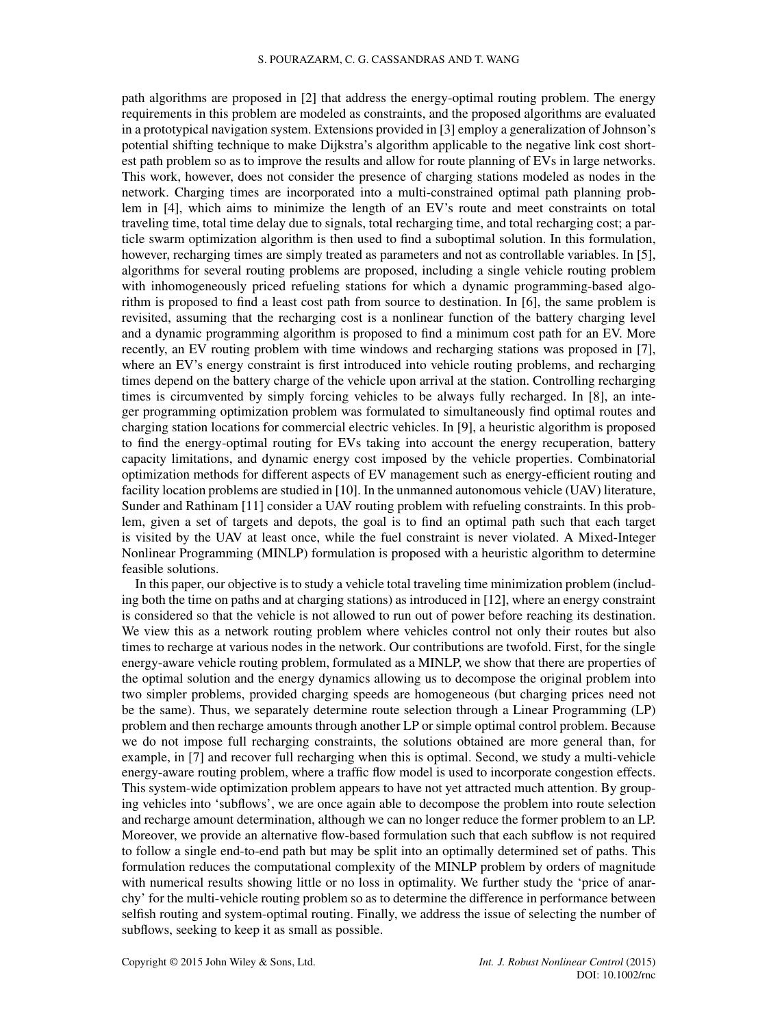path algorithms are proposed in [2] that address the energy-optimal routing problem. The energy requirements in this problem are modeled as constraints, and the proposed algorithms are evaluated in a prototypical navigation system. Extensions provided in [3] employ a generalization of Johnson's potential shifting technique to make Dijkstra's algorithm applicable to the negative link cost shortest path problem so as to improve the results and allow for route planning of EVs in large networks. This work, however, does not consider the presence of charging stations modeled as nodes in the network. Charging times are incorporated into a multi-constrained optimal path planning problem in [4], which aims to minimize the length of an EV's route and meet constraints on total traveling time, total time delay due to signals, total recharging time, and total recharging cost; a particle swarm optimization algorithm is then used to find a suboptimal solution. In this formulation, however, recharging times are simply treated as parameters and not as controllable variables. In [5], algorithms for several routing problems are proposed, including a single vehicle routing problem with inhomogeneously priced refueling stations for which a dynamic programming-based algorithm is proposed to find a least cost path from source to destination. In [6], the same problem is revisited, assuming that the recharging cost is a nonlinear function of the battery charging level and a dynamic programming algorithm is proposed to find a minimum cost path for an EV. More recently, an EV routing problem with time windows and recharging stations was proposed in [7], where an EV's energy constraint is first introduced into vehicle routing problems, and recharging times depend on the battery charge of the vehicle upon arrival at the station. Controlling recharging times is circumvented by simply forcing vehicles to be always fully recharged. In [8], an integer programming optimization problem was formulated to simultaneously find optimal routes and charging station locations for commercial electric vehicles. In [9], a heuristic algorithm is proposed to find the energy-optimal routing for EVs taking into account the energy recuperation, battery capacity limitations, and dynamic energy cost imposed by the vehicle properties. Combinatorial optimization methods for different aspects of EV management such as energy-efficient routing and facility location problems are studied in [10]. In the unmanned autonomous vehicle (UAV) literature, Sunder and Rathinam [11] consider a UAV routing problem with refueling constraints. In this problem, given a set of targets and depots, the goal is to find an optimal path such that each target is visited by the UAV at least once, while the fuel constraint is never violated. A Mixed-Integer Nonlinear Programming (MINLP) formulation is proposed with a heuristic algorithm to determine feasible solutions.

In this paper, our objective is to study a vehicle total traveling time minimization problem (including both the time on paths and at charging stations) as introduced in [12], where an energy constraint is considered so that the vehicle is not allowed to run out of power before reaching its destination. We view this as a network routing problem where vehicles control not only their routes but also times to recharge at various nodes in the network. Our contributions are twofold. First, for the single energy-aware vehicle routing problem, formulated as a MINLP, we show that there are properties of the optimal solution and the energy dynamics allowing us to decompose the original problem into two simpler problems, provided charging speeds are homogeneous (but charging prices need not be the same). Thus, we separately determine route selection through a Linear Programming (LP) problem and then recharge amounts through another LP or simple optimal control problem. Because we do not impose full recharging constraints, the solutions obtained are more general than, for example, in [7] and recover full recharging when this is optimal. Second, we study a multi-vehicle energy-aware routing problem, where a traffic flow model is used to incorporate congestion effects. This system-wide optimization problem appears to have not yet attracted much attention. By grouping vehicles into 'subflows', we are once again able to decompose the problem into route selection and recharge amount determination, although we can no longer reduce the former problem to an LP. Moreover, we provide an alternative flow-based formulation such that each subflow is not required to follow a single end-to-end path but may be split into an optimally determined set of paths. This formulation reduces the computational complexity of the MINLP problem by orders of magnitude with numerical results showing little or no loss in optimality. We further study the 'price of anarchy' for the multi-vehicle routing problem so as to determine the difference in performance between selfish routing and system-optimal routing. Finally, we address the issue of selecting the number of subflows, seeking to keep it as small as possible.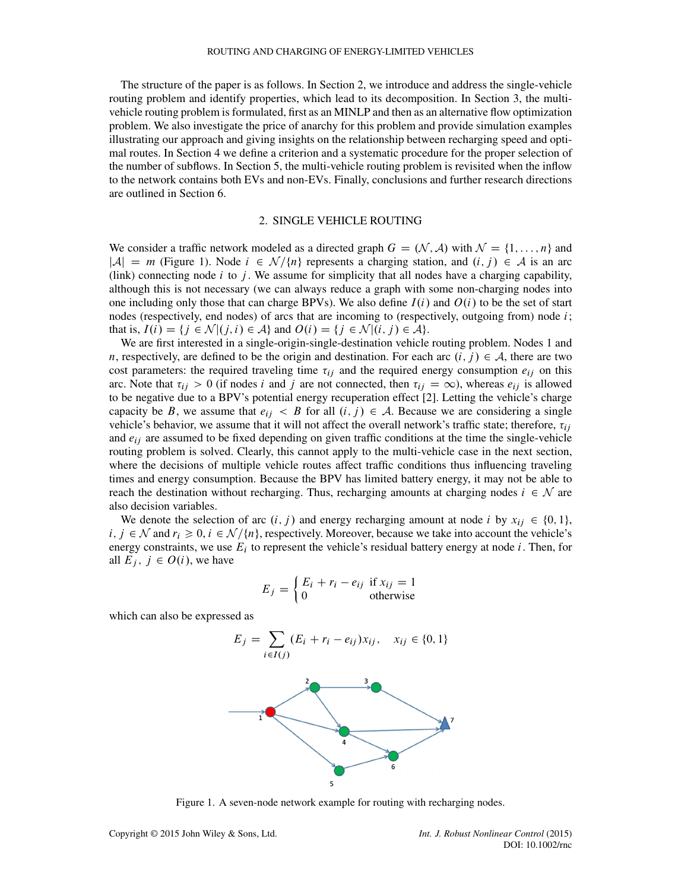The structure of the paper is as follows. In Section 2, we introduce and address the single-vehicle routing problem and identify properties, which lead to its decomposition. In Section 3, the multi-vehicle routing problem is formulated, first as an MINLP and then as an alternative flow optimization problem. We also investigate the price of anarchy for this problem and provide simulation examples illustrating our approach and giving insights on the relationship between recharging speed and optimal routes. In Section 4 we define a criterion and a systematic procedure for the proper selection of the number of subflows. In Section 5, the multi-vehicle routing problem is revisited when the inflow to the network contains both EVs and non-EVs. Finally, conclusions and further research directions are outlined in Section 6.

## 2. SINGLE VEHICLE ROUTING

We consider a traffic network modeled as a directed graph $G = (\mathcal{N}, \mathcal{A})$ with $\mathcal{N} = \{1, \ldots, n\}$ and $|\mathcal{A}| = m$ (Figure 1). Node $i \in \mathcal{N}/\{n\}$ represents a charging station, and $(i, j) \in \mathcal{A}$ is an arc (link) connecting node $i$ to $j$. We assume for simplicity that all nodes have a charging capability, although this is not necessary (we can always reduce a graph with some non-charging nodes into one including only those that can charge BPVs). We also define $I(i)$ and $O(i)$ to be the set of start nodes (respectively, end nodes) of arcs that are incoming to (respectively, outgoing from) node $i$; that is, $I(i) = \{j \in \mathcal{N} | (j, i) \in \mathcal{A}\}$ and $O(i) = \{j \in \mathcal{N} | (i, j) \in \mathcal{A}\}$.

We are first interested in a single-origin-single-destination vehicle routing problem. Nodes 1 and $n$, respectively, are defined to be the origin and destination. For each arc $(i, j) \in \mathcal{A}$, there are two cost parameters: the required traveling time $\tau_{ij}$ and the required energy consumption $e_{ij}$ on this arc. Note that $\tau_{ij} > 0$ (if nodes $i$ and $j$ are not connected, then $\tau_{ij} = \infty$), whereas $e_{ij}$ is allowed to be negative due to a BPV's potential energy recuperation effect [2]. Letting the vehicle's charge capacity be $B$, we assume that $e_{ij} < B$ for all $(i, j) \in \mathcal{A}$. Because we are considering a single vehicle's behavior, we assume that it will not affect the overall network's traffic state; therefore, $\tau_{ij}$ and $e_{ij}$ are assumed to be fixed depending on given traffic conditions at the time the single-vehicle routing problem is solved. Clearly, this cannot apply to the multi-vehicle case in the next section, where the decisions of multiple vehicle routes affect traffic conditions thus influencing traveling times and energy consumption. Because the BPV has limited battery energy, it may not be able to reach the destination without recharging. Thus, recharging amounts at charging nodes $i \in \mathcal{N}$ are also decision variables.

We denote the selection of arc $(i, j)$ and energy recharging amount at node $i$ by $x_{ij} \in \{0, 1\}$, $i, j \in \mathcal{N}$ and $r_i \geqslant 0, i \in \mathcal{N}/\{n\}$, respectively. Moreover, because we take into account the vehicle's energy constraints, we use $E_i$ to represent the vehicle's residual battery energy at node $i$. Then, for all $E_j$, $j \in O(i)$, we have

$$E_j = \begin{cases} E_i + r_i - e_{ij} & \text{if } x_{ij} = 1 \\ 0 & \text{otherwise} \end{cases}$$

which can also be expressed as

$$E_j = \sum_{i \in I(j)} (E_i + r_i - e_{ij}) x_{ij}, \quad x_{ij} \in \{0, 1\}$$

Figure 1. A seven-node network example for routing with recharging nodes.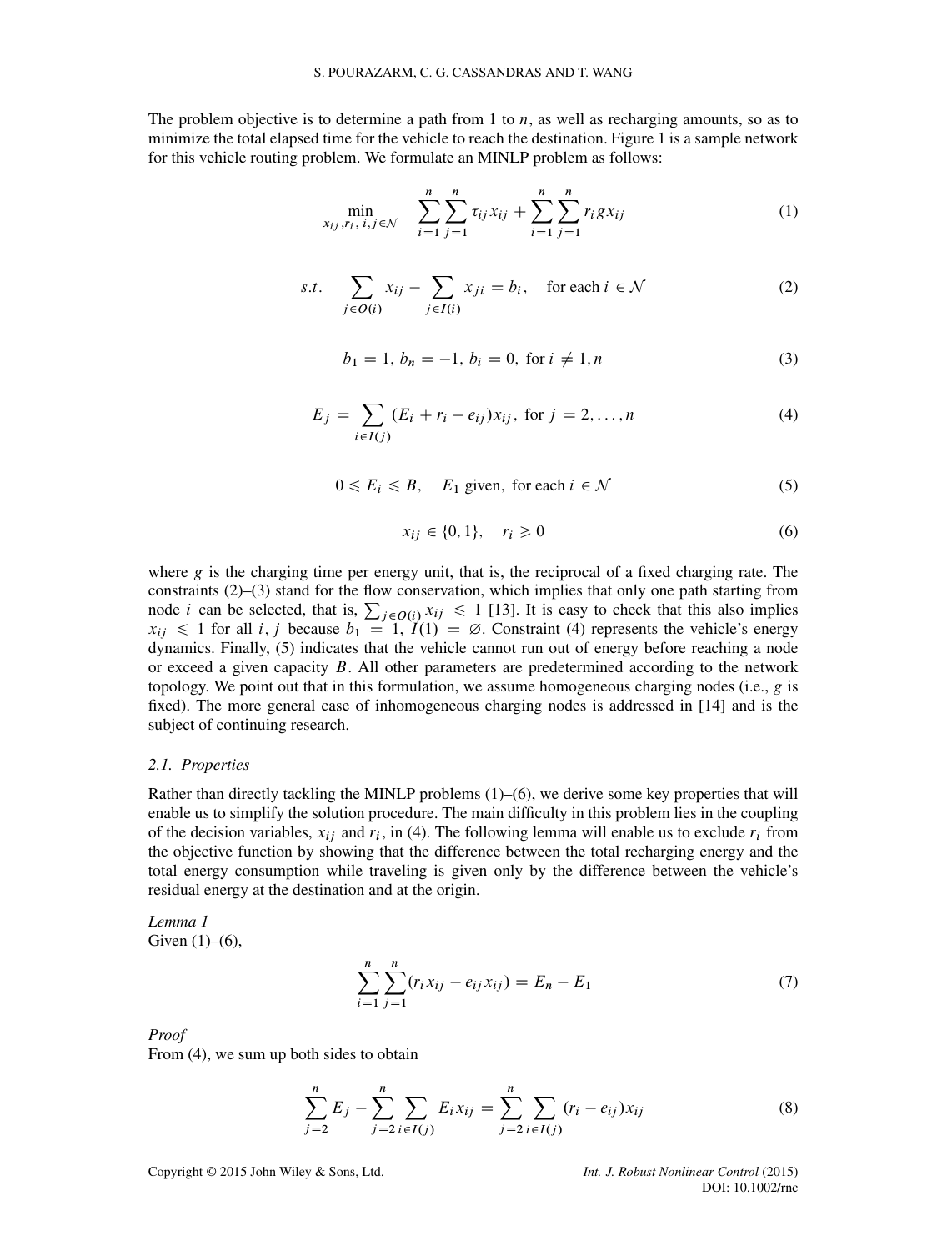The problem objective is to determine a path from 1 to $n$, as well as recharging amounts, so as to minimize the total elapsed time for the vehicle to reach the destination. Figure 1 is a sample network for this vehicle routing problem. We formulate an MINLP problem as follows:

$$\min_{x_{ij}, r_i,\, i,j \in \mathcal{N}} \quad \sum_{i=1}^{n} \sum_{j=1}^{n} \tau_{ij} x_{ij} + \sum_{i=1}^{n} \sum_{j=1}^{n} r_i g x_{ij} \tag{1}$$

$$s.t. \quad \sum_{j \in O(i)} x_{ij} - \sum_{j \in I(i)} x_{ji} = b_i, \quad \text{for each } i \in \mathcal{N} \tag{2}$$

$$b_1 = 1,\, b_n = -1,\, b_i = 0, \text{ for } i \neq 1, n \tag{3}$$

$$E_j = \sum_{i \in I(j)} (E_i + r_i - e_{ij}) x_{ij}, \text{ for } j = 2, \ldots, n \tag{4}$$

$$0 \leqslant E_i \leqslant B, \quad E_1 \text{ given, for each } i \in \mathcal{N} \tag{5}$$

$$x_{ij} \in \{0, 1\}, \quad r_i \geqslant 0 \tag{6}$$

where $g$ is the charging time per energy unit, that is, the reciprocal of a fixed charging rate. The constraints (2)–(3) stand for the flow conservation, which implies that only one path starting from node $i$ can be selected, that is, $\sum_{j \in O(i)} x_{ij} \leqslant 1$ [13]. It is easy to check that this also implies $x_{ij} \leqslant 1$ for all $i, j$ because $b_1 = 1$, $I(1) = \varnothing$. Constraint (4) represents the vehicle's energy dynamics. Finally, (5) indicates that the vehicle cannot run out of energy before reaching a node or exceed a given capacity $B$. All other parameters are predetermined according to the network topology. We point out that in this formulation, we assume homogeneous charging nodes (i.e., $g$ is fixed). The more general case of inhomogeneous charging nodes is addressed in [14] and is the subject of continuing research.

### 2.1. Properties

Rather than directly tackling the MINLP problems (1)–(6), we derive some key properties that will enable us to simplify the solution procedure. The main difficulty in this problem lies in the coupling of the decision variables, $x_{ij}$ and $r_i$, in (4). The following lemma will enable us to exclude $r_i$ from the objective function by showing that the difference between the total recharging energy and the total energy consumption while traveling is given only by the difference between the vehicle's residual energy at the destination and at the origin.

*Lemma 1*
Given (1)–(6),

$$\sum_{i=1}^{n} \sum_{j=1}^{n} (r_i x_{ij} - e_{ij} x_{ij}) = E_n - E_1 \tag{7}$$

*Proof*
From (4), we sum up both sides to obtain

$$\sum_{j=2}^{n} E_j - \sum_{j=2}^{n} \sum_{i \in I(j)} E_i x_{ij} = \sum_{j=2}^{n} \sum_{i \in I(j)} (r_i - e_{ij}) x_{ij} \tag{8}$$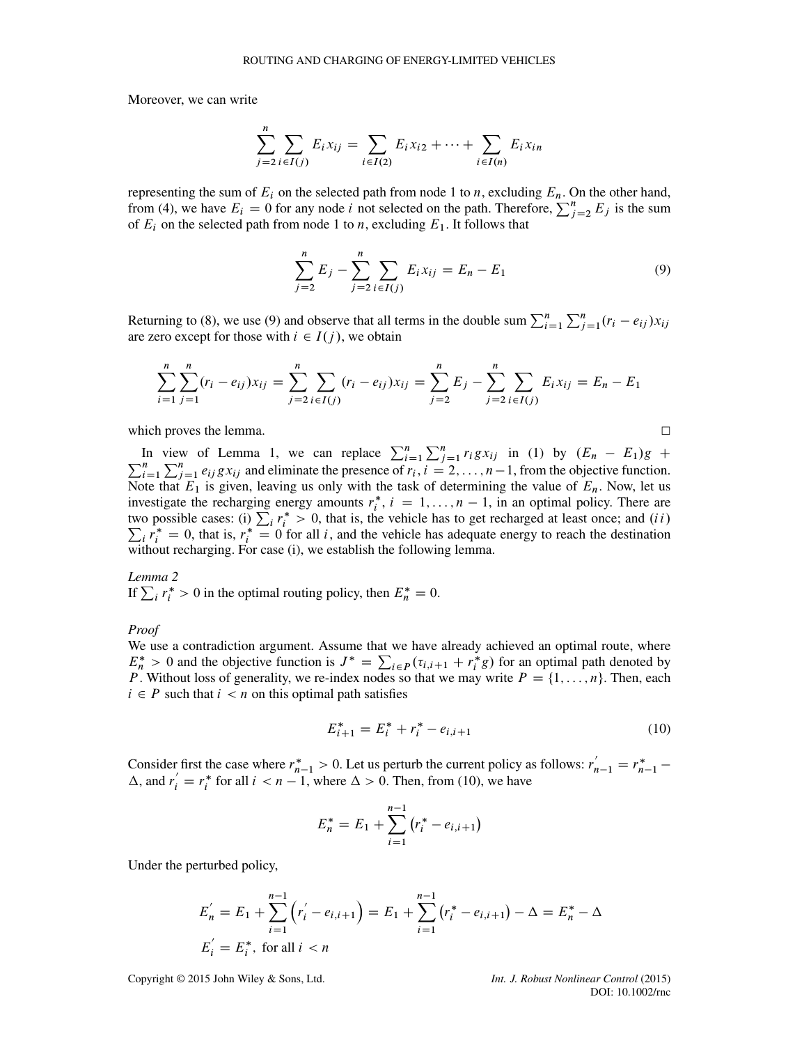Moreover, we can write

$$\sum_{j=2}^{n}\sum_{i\in I(j)} E_i x_{ij} = \sum_{i\in I(2)} E_i x_{i2} + \cdots + \sum_{i\in I(n)} E_i x_{in}$$

representing the sum of $E_i$ on the selected path from node 1 to $n$, excluding $E_n$. On the other hand, from (4), we have $E_i = 0$ for any node $i$ not selected on the path. Therefore, $\sum_{j=2}^{n} E_j$ is the sum of $E_i$ on the selected path from node 1 to $n$, excluding $E_1$. It follows that

$$\sum_{j=2}^{n} E_j - \sum_{j=2}^{n}\sum_{i\in I(j)} E_i x_{ij} = E_n - E_1 \tag{9}$$

Returning to (8), we use (9) and observe that all terms in the double sum $\sum_{i=1}^{n}\sum_{j=1}^{n}(r_i - e_{ij})x_{ij}$ are zero except for those with $i \in I(j)$, we obtain

$$\sum_{i=1}^{n}\sum_{j=1}^{n}(r_i - e_{ij})x_{ij} = \sum_{j=2}^{n}\sum_{i\in I(j)}(r_i - e_{ij})x_{ij} = \sum_{j=2}^{n} E_j - \sum_{j=2}^{n}\sum_{i\in I(j)} E_i x_{ij} = E_n - E_1$$

which proves the lemma. □

In view of Lemma 1, we can replace $\sum_{i=1}^{n}\sum_{j=1}^{n} r_i g x_{ij}$ in (1) by $(E_n - E_1)g + \sum_{i=1}^{n}\sum_{j=1}^{n} e_{ij} g x_{ij}$ and eliminate the presence of $r_i, i = 2, \ldots, n-1$, from the objective function. Note that $E_1$ is given, leaving us only with the task of determining the value of $E_n$. Now, let us investigate the recharging energy amounts $r_i^*$, $i = 1, \ldots, n-1$, in an optimal policy. There are two possible cases: (i) $\sum_i r_i^* > 0$, that is, the vehicle has to get recharged at least once; and $(ii)$ $\sum_i r_i^* = 0$, that is, $r_i^* = 0$ for all $i$, and the vehicle has adequate energy to reach the destination without recharging. For case (i), we establish the following lemma.

*Lemma 2*
If $\sum_i r_i^* > 0$ in the optimal routing policy, then $E_n^* = 0$.

*Proof*
We use a contradiction argument. Assume that we have already achieved an optimal route, where $E_n^* > 0$ and the objective function is $J^* = \sum_{i\in P}(\tau_{i,i+1} + r_i^* g)$ for an optimal path denoted by $P$. Without loss of generality, we re-index nodes so that we may write $P = \{1, \ldots, n\}$. Then, each $i \in P$ such that $i < n$ on this optimal path satisfies

$$E_{i+1}^* = E_i^* + r_i^* - e_{i,i+1} \tag{10}$$

Consider first the case where $r_{n-1}^* > 0$. Let us perturb the current policy as follows: $r_{n-1}^{'} = r_{n-1}^* - \Delta$, and $r_i^{'} = r_i^*$ for all $i < n-1$, where $\Delta > 0$. Then, from (10), we have

$$E_n^* = E_1 + \sum_{i=1}^{n-1}\left(r_i^* - e_{i,i+1}\right)$$

Under the perturbed policy,

$$E_n^{'} = E_1 + \sum_{i=1}^{n-1}\left(r_i^{'} - e_{i,i+1}\right) = E_1 + \sum_{i=1}^{n-1}\left(r_i^* - e_{i,i+1}\right) - \Delta = E_n^* - \Delta$$
$$E_i^{'} = E_i^*, \text{ for all } i < n$$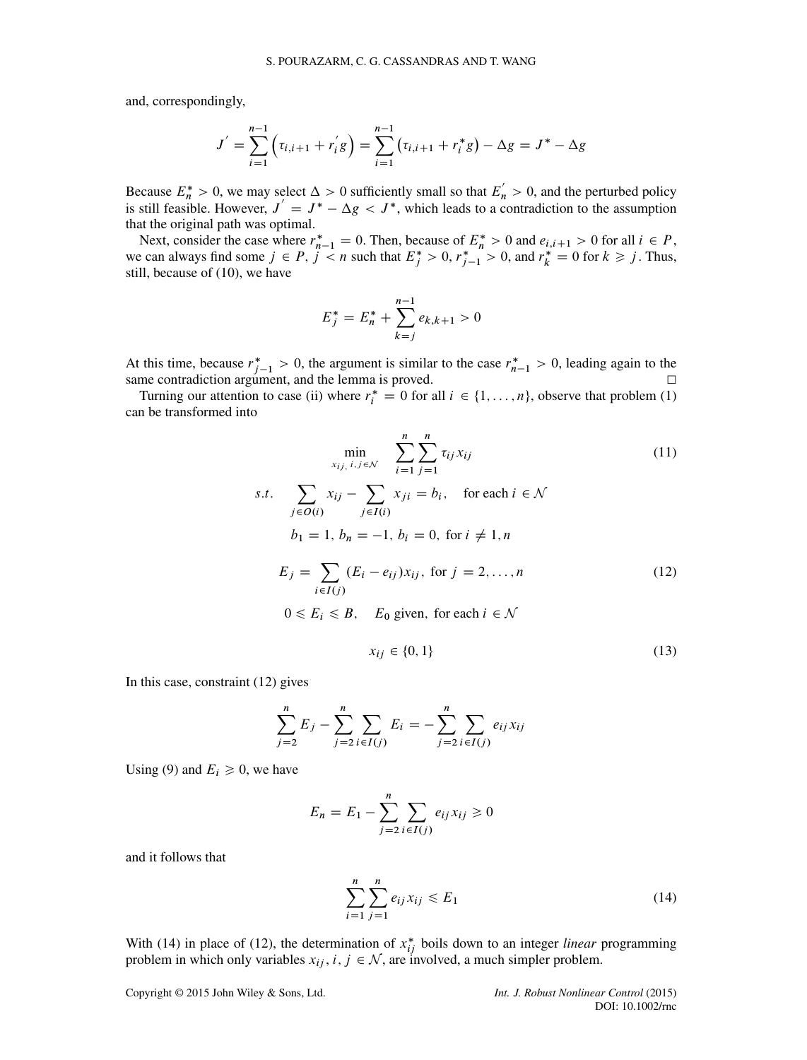and, correspondingly,

$$J^{'} = \sum_{i=1}^{n-1} \left(\tau_{i,i+1} + r_i^{'} g\right) = \sum_{i=1}^{n-1} \left(\tau_{i,i+1} + r_i^{*} g\right) - \Delta g = J^{*} - \Delta g$$

Because $E_n^* > 0$, we may select $\Delta > 0$ sufficiently small so that $E_n^{'} > 0$, and the perturbed policy is still feasible. However, $J^{'} = J^* - \Delta g < J^*$, which leads to a contradiction to the assumption that the original path was optimal.

Next, consider the case where $r_{n-1}^* = 0$. Then, because of $E_n^* > 0$ and $e_{i,i+1} > 0$ for all $i \in P$, we can always find some $j \in P$, $j < n$ such that $E_j^* > 0$, $r_{j-1}^* > 0$, and $r_k^* = 0$ for $k \geqslant j$. Thus, still, because of (10), we have

$$E_j^* = E_n^* + \sum_{k=j}^{n-1} e_{k,k+1} > 0$$

At this time, because $r_{j-1}^* > 0$, the argument is similar to the case $r_{n-1}^* > 0$, leading again to the same contradiction argument, and the lemma is proved. □

Turning our attention to case (ii) where $r_i^* = 0$ for all $i \in \{1, \ldots, n\}$, observe that problem (1) can be transformed into

$$\min_{x_{ij},\, i,j \in \mathcal{N}} \quad \sum_{i=1}^{n} \sum_{j=1}^{n} \tau_{ij} x_{ij} \tag{11}$$

$$s.t. \quad \sum_{j \in O(i)} x_{ij} - \sum_{j \in I(i)} x_{ji} = b_i, \quad \text{for each } i \in \mathcal{N}$$

$$b_1 = 1,\ b_n = -1,\ b_i = 0,\ \text{for } i \neq 1, n$$

$$E_j = \sum_{i \in I(j)} (E_i - e_{ij}) x_{ij},\ \text{for } j = 2, \ldots, n \tag{12}$$

$$0 \leqslant E_i \leqslant B, \quad E_0 \text{ given, for each } i \in \mathcal{N}$$

$$x_{ij} \in \{0, 1\} \tag{13}$$

In this case, constraint (12) gives

$$\sum_{j=2}^{n} E_j - \sum_{j=2}^{n} \sum_{i \in I(j)} E_i = -\sum_{j=2}^{n} \sum_{i \in I(j)} e_{ij} x_{ij}$$

Using (9) and $E_i \geqslant 0$, we have

$$E_n = E_1 - \sum_{j=2}^{n} \sum_{i \in I(j)} e_{ij} x_{ij} \geqslant 0$$

and it follows that

$$\sum_{i=1}^{n} \sum_{j=1}^{n} e_{ij} x_{ij} \leqslant E_1 \tag{14}$$

With (14) in place of (12), the determination of $x_{ij}^*$ boils down to an integer *linear* programming problem in which only variables $x_{ij}$, $i, j \in \mathcal{N}$, are involved, a much simpler problem.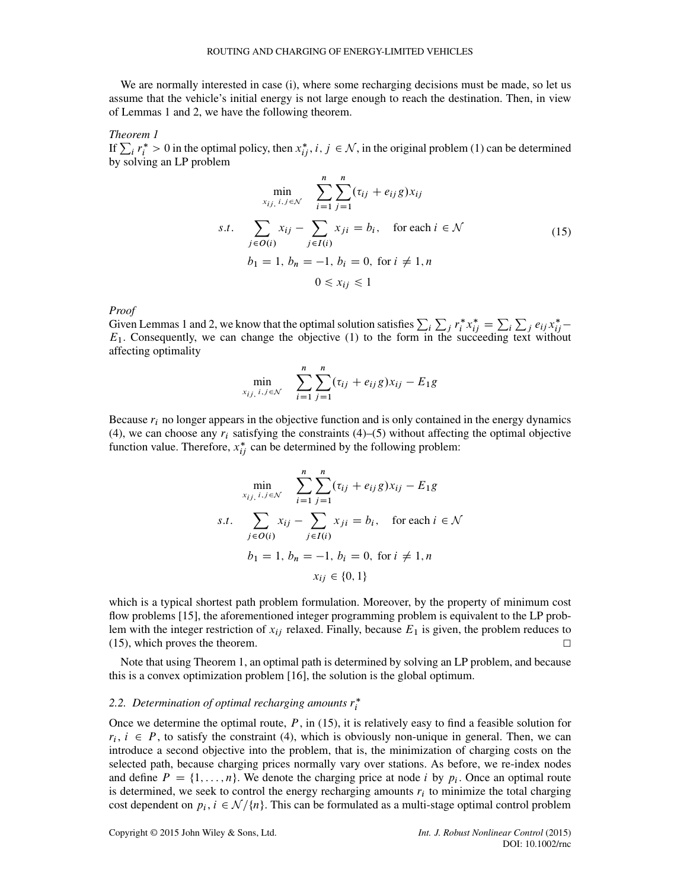We are normally interested in case (i), where some recharging decisions must be made, so let us assume that the vehicle's initial energy is not large enough to reach the destination. Then, in view of Lemmas 1 and 2, we have the following theorem.

*Theorem 1*

If $\sum_i r_i^* > 0$ in the optimal policy, then $x_{ij}^*, i, j \in \mathcal{N}$, in the original problem (1) can be determined by solving an LP problem

$$
\begin{aligned}
\min_{x_{ij},\, i,j\in\mathcal{N}} \quad & \sum_{i=1}^{n}\sum_{j=1}^{n}(\tau_{ij}+e_{ij}g)x_{ij} \\
s.t. \quad & \sum_{j\in O(i)} x_{ij} - \sum_{j\in I(i)} x_{ji} = b_i, \quad \text{for each } i \in \mathcal{N} \\
& b_1 = 1,\ b_n = -1,\ b_i = 0,\ \text{for } i \neq 1, n \\
& 0 \leqslant x_{ij} \leqslant 1
\end{aligned}
\tag{15}
$$

*Proof*

Given Lemmas 1 and 2, we know that the optimal solution satisfies $\sum_i \sum_j r_i^* x_{ij}^* = \sum_i \sum_j e_{ij} x_{ij}^* - E_1$. Consequently, we can change the objective (1) to the form in the succeeding text without affecting optimality

$$
\min_{x_{ij},\, i,j\in\mathcal{N}} \quad \sum_{i=1}^{n}\sum_{j=1}^{n}(\tau_{ij}+e_{ij}g)x_{ij} - E_1 g
$$

Because $r_i$ no longer appears in the objective function and is only contained in the energy dynamics (4), we can choose any $r_i$ satisfying the constraints (4)–(5) without affecting the optimal objective function value. Therefore, $x_{ij}^*$ can be determined by the following problem:

$$
\begin{aligned}
\min_{x_{ij},\, i,j\in\mathcal{N}} \quad & \sum_{i=1}^{n}\sum_{j=1}^{n}(\tau_{ij}+e_{ij}g)x_{ij} - E_1 g \\
s.t. \quad & \sum_{j\in O(i)} x_{ij} - \sum_{j\in I(i)} x_{ji} = b_i, \quad \text{for each } i \in \mathcal{N} \\
& b_1 = 1,\ b_n = -1,\ b_i = 0,\ \text{for } i \neq 1, n \\
& x_{ij} \in \{0, 1\}
\end{aligned}
$$

which is a typical shortest path problem formulation. Moreover, by the property of minimum cost flow problems [15], the aforementioned integer programming problem is equivalent to the LP problem with the integer restriction of $x_{ij}$ relaxed. Finally, because $E_1$ is given, the problem reduces to (15), which proves the theorem. □

Note that using Theorem 1, an optimal path is determined by solving an LP problem, and because this is a convex optimization problem [16], the solution is the global optimum.

### 2.2. Determination of optimal recharging amounts $r_i^*$

Once we determine the optimal route, $P$, in (15), it is relatively easy to find a feasible solution for $r_i, i \in P$, to satisfy the constraint (4), which is obviously non-unique in general. Then, we can introduce a second objective into the problem, that is, the minimization of charging costs on the selected path, because charging prices normally vary over stations. As before, we re-index nodes and define $P = \{1, \ldots, n\}$. We denote the charging price at node $i$ by $p_i$. Once an optimal route is determined, we seek to control the energy recharging amounts $r_i$ to minimize the total charging cost dependent on $p_i, i \in \mathcal{N}/\{n\}$. This can be formulated as a multi-stage optimal control problem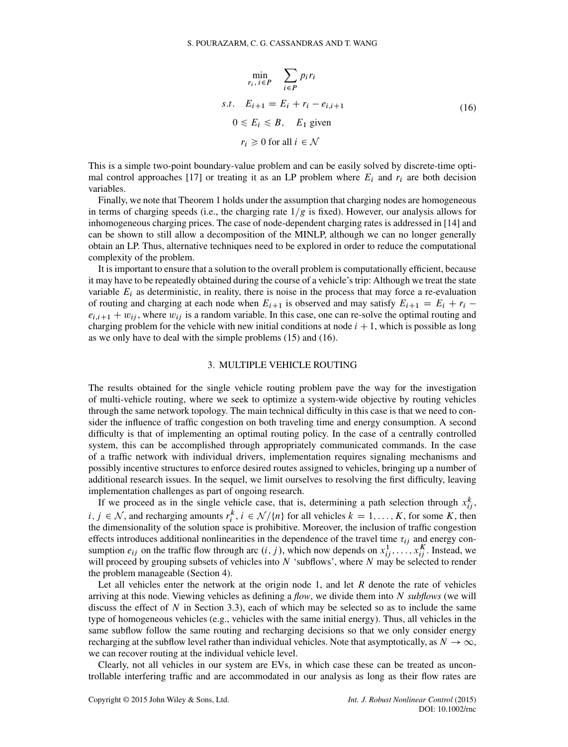$$
\begin{aligned}
&\min_{r_i,\, i \in P} \quad \sum_{i \in P} p_i r_i \\
&s.t. \quad E_{i+1} = E_i + r_i - e_{i,i+1} \\
&\qquad 0 \leqslant E_i \leqslant B, \quad E_1 \text{ given} \\
&\qquad r_i \geqslant 0 \text{ for all } i \in \mathcal{N}
\end{aligned}
\tag{16}
$$

This is a simple two-point boundary-value problem and can be easily solved by discrete-time optimal control approaches [17] or treating it as an LP problem where $E_i$ and $r_i$ are both decision variables.

Finally, we note that Theorem 1 holds under the assumption that charging nodes are homogeneous in terms of charging speeds (i.e., the charging rate $1/g$ is fixed). However, our analysis allows for inhomogeneous charging prices. The case of node-dependent charging rates is addressed in [14] and can be shown to still allow a decomposition of the MINLP, although we can no longer generally obtain an LP. Thus, alternative techniques need to be explored in order to reduce the computational complexity of the problem.

It is important to ensure that a solution to the overall problem is computationally efficient, because it may have to be repeatedly obtained during the course of a vehicle's trip: Although we treat the state variable $E_i$ as deterministic, in reality, there is noise in the process that may force a re-evaluation of routing and charging at each node when $E_{i+1}$ is observed and may satisfy $E_{i+1} = E_i + r_i - e_{i,i+1} + w_{ij}$, where $w_{ij}$ is a random variable. In this case, one can re-solve the optimal routing and charging problem for the vehicle with new initial conditions at node $i+1$, which is possible as long as we only have to deal with the simple problems (15) and (16).

## 3. MULTIPLE VEHICLE ROUTING

The results obtained for the single vehicle routing problem pave the way for the investigation of multi-vehicle routing, where we seek to optimize a system-wide objective by routing vehicles through the same network topology. The main technical difficulty in this case is that we need to consider the influence of traffic congestion on both traveling time and energy consumption. A second difficulty is that of implementing an optimal routing policy. In the case of a centrally controlled system, this can be accomplished through appropriately communicated commands. In the case of a traffic network with individual drivers, implementation requires signaling mechanisms and possibly incentive structures to enforce desired routes assigned to vehicles, bringing up a number of additional research issues. In the sequel, we limit ourselves to resolving the first difficulty, leaving implementation challenges as part of ongoing research.

If we proceed as in the single vehicle case, that is, determining a path selection through $x_{ij}^k$, $i, j \in \mathcal{N}$, and recharging amounts $r_i^k$, $i \in \mathcal{N}/\{n\}$ for all vehicles $k = 1, \ldots, K$, for some $K$, then the dimensionality of the solution space is prohibitive. Moreover, the inclusion of traffic congestion effects introduces additional nonlinearities in the dependence of the travel time $\tau_{ij}$ and energy consumption $e_{ij}$ on the traffic flow through arc $(i, j)$, which now depends on $x_{ij}^1, \ldots, x_{ij}^K$. Instead, we will proceed by grouping subsets of vehicles into $N$ 'subflows', where $N$ may be selected to render the problem manageable (Section 4).

Let all vehicles enter the network at the origin node 1, and let $R$ denote the rate of vehicles arriving at this node. Viewing vehicles as defining a *flow*, we divide them into $N$ *subflows* (we will discuss the effect of $N$ in Section 3.3), each of which may be selected so as to include the same type of homogeneous vehicles (e.g., vehicles with the same initial energy). Thus, all vehicles in the same subflow follow the same routing and recharging decisions so that we only consider energy recharging at the subflow level rather than individual vehicles. Note that asymptotically, as $N \to \infty$, we can recover routing at the individual vehicle level.

Clearly, not all vehicles in our system are EVs, in which case these can be treated as uncontrollable interfering traffic and are accommodated in our analysis as long as their flow rates are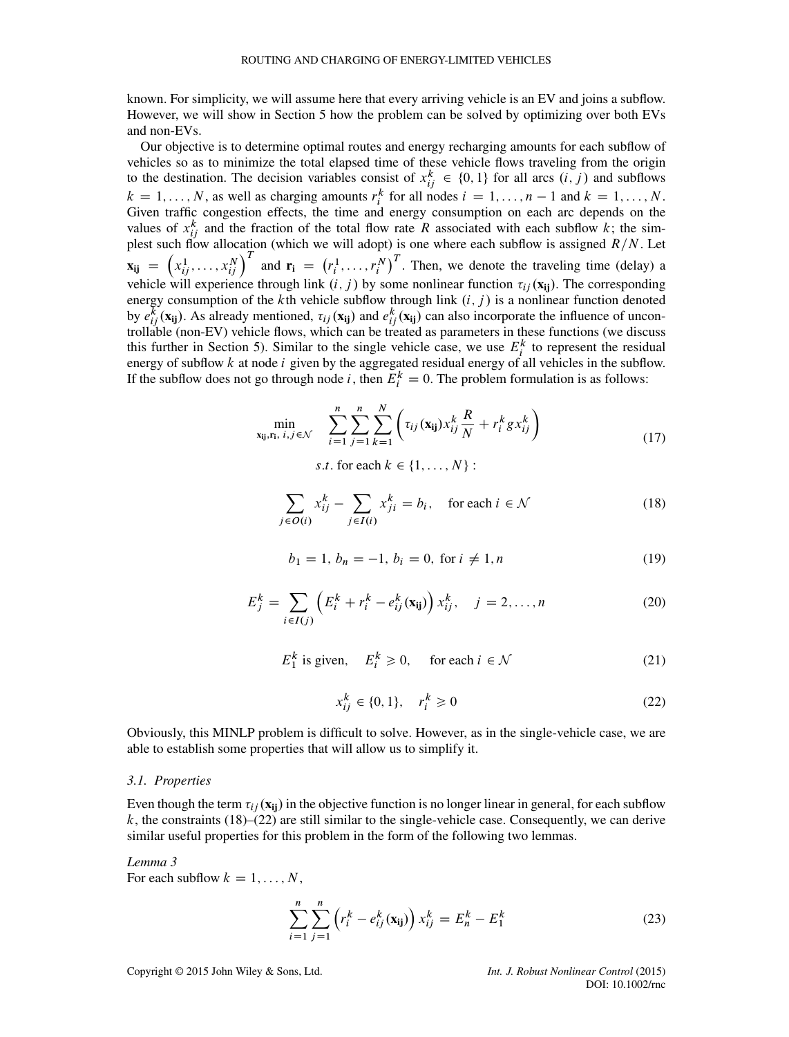known. For simplicity, we will assume here that every arriving vehicle is an EV and joins a subflow. However, we will show in Section 5 how the problem can be solved by optimizing over both EVs and non-EVs.

Our objective is to determine optimal routes and energy recharging amounts for each subflow of vehicles so as to minimize the total elapsed time of these vehicle flows traveling from the origin to the destination. The decision variables consist of $x_{ij}^k \in \{0,1\}$ for all arcs $(i,j)$ and subflows $k = 1,\ldots,N$, as well as charging amounts $r_i^k$ for all nodes $i = 1,\ldots,n-1$ and $k = 1,\ldots,N$. Given traffic congestion effects, the time and energy consumption on each arc depends on the values of $x_{ij}^k$ and the fraction of the total flow rate $R$ associated with each subflow $k$; the simplest such flow allocation (which we will adopt) is one where each subflow is assigned $R/N$. Let $\mathbf{x_{ij}} = \left(x_{ij}^1,\ldots,x_{ij}^N\right)^T$ and $\mathbf{r_i} = \left(r_i^1,\ldots,r_i^N\right)^T$. Then, we denote the traveling time (delay) a vehicle will experience through link $(i,j)$ by some nonlinear function $\tau_{ij}(\mathbf{x_{ij}})$. The corresponding energy consumption of the $k$th vehicle subflow through link $(i,j)$ is a nonlinear function denoted by $e_{ij}^k(\mathbf{x_{ij}})$. As already mentioned, $\tau_{ij}(\mathbf{x_{ij}})$ and $e_{ij}^k(\mathbf{x_{ij}})$ can also incorporate the influence of uncontrollable (non-EV) vehicle flows, which can be treated as parameters in these functions (we discuss this further in Section 5). Similar to the single vehicle case, we use $E_i^k$ to represent the residual energy of subflow $k$ at node $i$ given by the aggregated residual energy of all vehicles in the subflow. If the subflow does not go through node $i$, then $E_i^k = 0$. The problem formulation is as follows:

$$\min_{\mathbf{x_{ij}},\mathbf{r_i},\ i,j\in\mathcal{N}} \quad \sum_{i=1}^{n}\sum_{j=1}^{n}\sum_{k=1}^{N}\left(\tau_{ij}(\mathbf{x_{ij}})x_{ij}^k\frac{R}{N} + r_i^k g x_{ij}^k\right) \tag{17}$$

$$s.t. \text{ for each } k \in \{1,\ldots,N\}:$$

$$\sum_{j\in O(i)} x_{ij}^k - \sum_{j\in I(i)} x_{ji}^k = b_i, \quad \text{for each } i \in \mathcal{N} \tag{18}$$

$$b_1 = 1,\ b_n = -1,\ b_i = 0,\ \text{for } i \neq 1,n \tag{19}$$

$$E_j^k = \sum_{i\in I(j)}\left(E_i^k + r_i^k - e_{ij}^k(\mathbf{x_{ij}})\right)x_{ij}^k, \quad j = 2,\ldots,n \tag{20}$$

$$E_1^k \text{ is given}, \quad E_i^k \geqslant 0, \quad \text{for each } i \in \mathcal{N} \tag{21}$$

$$x_{ij}^k \in \{0,1\}, \quad r_i^k \geqslant 0 \tag{22}$$

Obviously, this MINLP problem is difficult to solve. However, as in the single-vehicle case, we are able to establish some properties that will allow us to simplify it.

### 3.1. Properties

Even though the term $\tau_{ij}(\mathbf{x_{ij}})$ in the objective function is no longer linear in general, for each subflow $k$, the constraints (18)–(22) are still similar to the single-vehicle case. Consequently, we can derive similar useful properties for this problem in the form of the following two lemmas.

*Lemma 3*
For each subflow $k = 1,\ldots,N$,

$$\sum_{i=1}^{n}\sum_{j=1}^{n}\left(r_i^k - e_{ij}^k(\mathbf{x_{ij}})\right)x_{ij}^k = E_n^k - E_1^k \tag{23}$$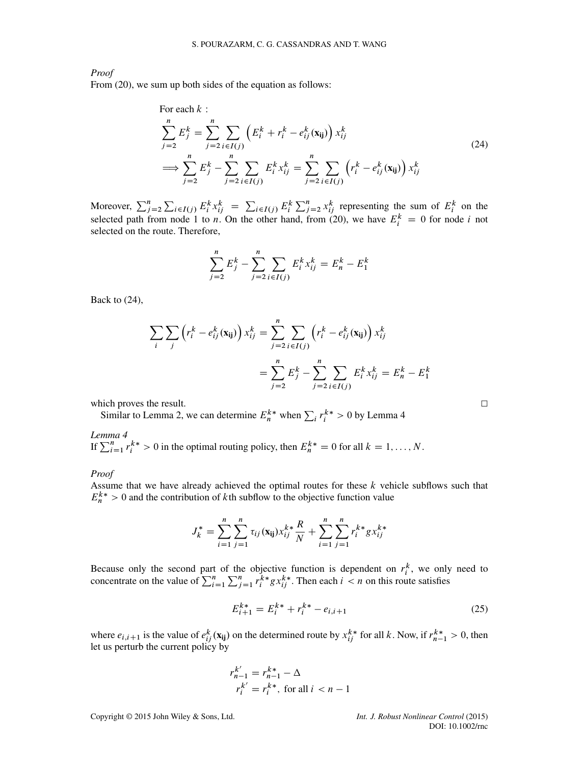*Proof*
From (20), we sum up both sides of the equation as follows:

$$
\begin{aligned}
&\text{For each } k: \\
&\sum_{j=2}^{n} E_j^k = \sum_{j=2}^{n} \sum_{i \in I(j)} \left( E_i^k + r_i^k - e_{ij}^k(\mathbf{x_{ij}}) \right) x_{ij}^k \\
&\Longrightarrow \sum_{j=2}^{n} E_j^k - \sum_{j=2}^{n} \sum_{i \in I(j)} E_i^k x_{ij}^k = \sum_{j=2}^{n} \sum_{i \in I(j)} \left( r_i^k - e_{ij}^k(\mathbf{x_{ij}}) \right) x_{ij}^k
\end{aligned}
\tag{24}
$$

Moreover, $\sum_{j=2}^{n} \sum_{i \in I(j)} E_i^k x_{ij}^k = \sum_{i \in I(j)} E_i^k \sum_{j=2}^{n} x_{ij}^k$ representing the sum of $E_i^k$ on the selected path from node 1 to $n$. On the other hand, from (20), we have $E_i^k = 0$ for node $i$ not selected on the route. Therefore,

$$
\sum_{j=2}^{n} E_j^k - \sum_{j=2}^{n} \sum_{i \in I(j)} E_i^k x_{ij}^k = E_n^k - E_1^k
$$

Back to (24),

$$
\begin{aligned}
\sum_i \sum_j \left( r_i^k - e_{ij}^k(\mathbf{x_{ij}}) \right) x_{ij}^k &= \sum_{j=2}^{n} \sum_{i \in I(j)} \left( r_i^k - e_{ij}^k(\mathbf{x_{ij}}) \right) x_{ij}^k \\
&= \sum_{j=2}^{n} E_j^k - \sum_{j=2}^{n} \sum_{i \in I(j)} E_i^k x_{ij}^k = E_n^k - E_1^k
\end{aligned}
$$

which proves the result. □

Similar to Lemma 2, we can determine $E_n^{k*}$ when $\sum_i r_i^{k*} > 0$ by Lemma 4

*Lemma 4*
If $\sum_{i=1}^{n} r_i^{k*} > 0$ in the optimal routing policy, then $E_n^{k*} = 0$ for all $k = 1, \ldots, N$.

*Proof*
Assume that we have already achieved the optimal routes for these $k$ vehicle subflows such that $E_n^{k*} > 0$ and the contribution of $k$th subflow to the objective function value

$$
J_k^* = \sum_{i=1}^{n} \sum_{j=1}^{n} \tau_{ij}(\mathbf{x_{ij}}) x_{ij}^{k*} \frac{R}{N} + \sum_{i=1}^{n} \sum_{j=1}^{n} r_i^{k*} g x_{ij}^{k*}
$$

Because only the second part of the objective function is dependent on $r_i^k$, we only need to concentrate on the value of $\sum_{i=1}^{n} \sum_{j=1}^{n} r_i^{k*} g x_{ij}^{k*}$. Then each $i < n$ on this route satisfies

$$
E_{i+1}^{k*} = E_i^{k*} + r_i^{k*} - e_{i,i+1} \tag{25}
$$

where $e_{i,i+1}$ is the value of $e_{ij}^k(\mathbf{x_{ij}})$ on the determined route by $x_{ij}^{k*}$ for all $k$. Now, if $r_{n-1}^{k*} > 0$, then let us perturb the current policy by

$$
\begin{aligned}
r_{n-1}^{k'} &= r_{n-1}^{k*} - \Delta \\
r_i^{k'} &= r_i^{k*}, \text{ for all } i < n-1
\end{aligned}
$$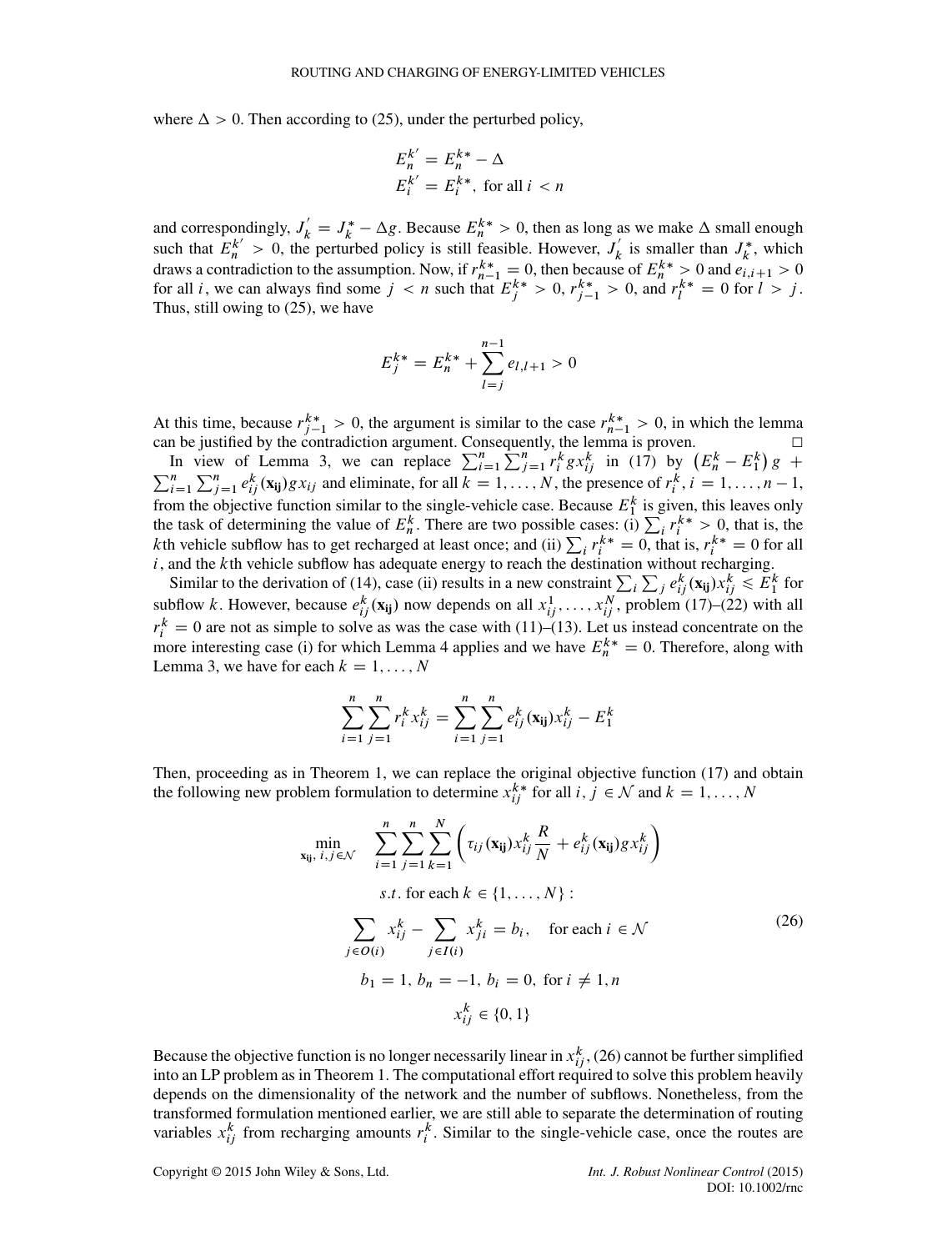where $\Delta > 0$. Then according to (25), under the perturbed policy,

$$E_n^{k'} = E_n^{k*} - \Delta$$
$$E_i^{k'} = E_i^{k*}, \text{ for all } i < n$$

and correspondingly, $J_k^{'} = J_k^* - \Delta g$. Because $E_n^{k*} > 0$, then as long as we make $\Delta$ small enough such that $E_n^{k'} > 0$, the perturbed policy is still feasible. However, $J_k^{'}$ is smaller than $J_k^*$, which draws a contradiction to the assumption. Now, if $r_{n-1}^{k*} = 0$, then because of $E_n^{k*} > 0$ and $e_{i,i+1} > 0$ for all $i$, we can always find some $j < n$ such that $E_j^{k*} > 0$, $r_{j-1}^{k*} > 0$, and $r_l^{k*} = 0$ for $l > j$. Thus, still owing to (25), we have

$$E_j^{k*} = E_n^{k*} + \sum_{l=j}^{n-1} e_{l,l+1} > 0$$

At this time, because $r_{j-1}^{k*} > 0$, the argument is similar to the case $r_{n-1}^{k*} > 0$, in which the lemma can be justified by the contradiction argument. Consequently, the lemma is proven. □

In view of Lemma 3, we can replace $\sum_{i=1}^{n}\sum_{j=1}^{n} r_i^k g x_{ij}^k$ in (17) by $\left(E_n^k - E_1^k\right) g + \sum_{i=1}^{n}\sum_{j=1}^{n} e_{ij}^k(\mathbf{x_{ij}}) g x_{ij}$ and eliminate, for all $k = 1, \ldots, N$, the presence of $r_i^k$, $i = 1, \ldots, n-1$, from the objective function similar to the single-vehicle case. Because $E_1^k$ is given, this leaves only the task of determining the value of $E_n^k$. There are two possible cases: (i) $\sum_i r_i^{k*} > 0$, that is, the $k$th vehicle subflow has to get recharged at least once; and (ii) $\sum_i r_i^{k*} = 0$, that is, $r_i^{k*} = 0$ for all $i$, and the $k$th vehicle subflow has adequate energy to reach the destination without recharging.

Similar to the derivation of (14), case (ii) results in a new constraint $\sum_i \sum_j e_{ij}^k(\mathbf{x_{ij}}) x_{ij}^k \leqslant E_1^k$ for subflow $k$. However, because $e_{ij}^k(\mathbf{x_{ij}})$ now depends on all $x_{ij}^1, \ldots, x_{ij}^N$, problem (17)–(22) with all $r_i^k = 0$ are not as simple to solve as was the case with (11)–(13). Let us instead concentrate on the more interesting case (i) for which Lemma 4 applies and we have $E_n^{k*} = 0$. Therefore, along with Lemma 3, we have for each $k = 1, \ldots, N$

$$\sum_{i=1}^{n}\sum_{j=1}^{n} r_i^k x_{ij}^k = \sum_{i=1}^{n}\sum_{j=1}^{n} e_{ij}^k(\mathbf{x_{ij}}) x_{ij}^k - E_1^k$$

Then, proceeding as in Theorem 1, we can replace the original objective function (17) and obtain the following new problem formulation to determine $x_{ij}^{k*}$ for all $i, j \in \mathcal{N}$ and $k = 1, \ldots, N$

$$\begin{aligned}
\min_{\mathbf{x_{ij}},\, i,j \in \mathcal{N}} \quad & \sum_{i=1}^{n}\sum_{j=1}^{n}\sum_{k=1}^{N} \left( \tau_{ij}(\mathbf{x_{ij}}) x_{ij}^k \frac{R}{N} + e_{ij}^k(\mathbf{x_{ij}}) g x_{ij}^k \right) \\
& s.t. \text{ for each } k \in \{1, \ldots, N\}: \\
& \sum_{j \in O(i)} x_{ij}^k - \sum_{j \in I(i)} x_{ji}^k = b_i, \quad \text{for each } i \in \mathcal{N} \\
& b_1 = 1,\ b_n = -1,\ b_i = 0, \text{ for } i \neq 1, n \\
& x_{ij}^k \in \{0, 1\}
\end{aligned} \tag{26}$$

Because the objective function is no longer necessarily linear in $x_{ij}^k$, (26) cannot be further simplified into an LP problem as in Theorem 1. The computational effort required to solve this problem heavily depends on the dimensionality of the network and the number of subflows. Nonetheless, from the transformed formulation mentioned earlier, we are still able to separate the determination of routing variables $x_{ij}^k$ from recharging amounts $r_i^k$. Similar to the single-vehicle case, once the routes are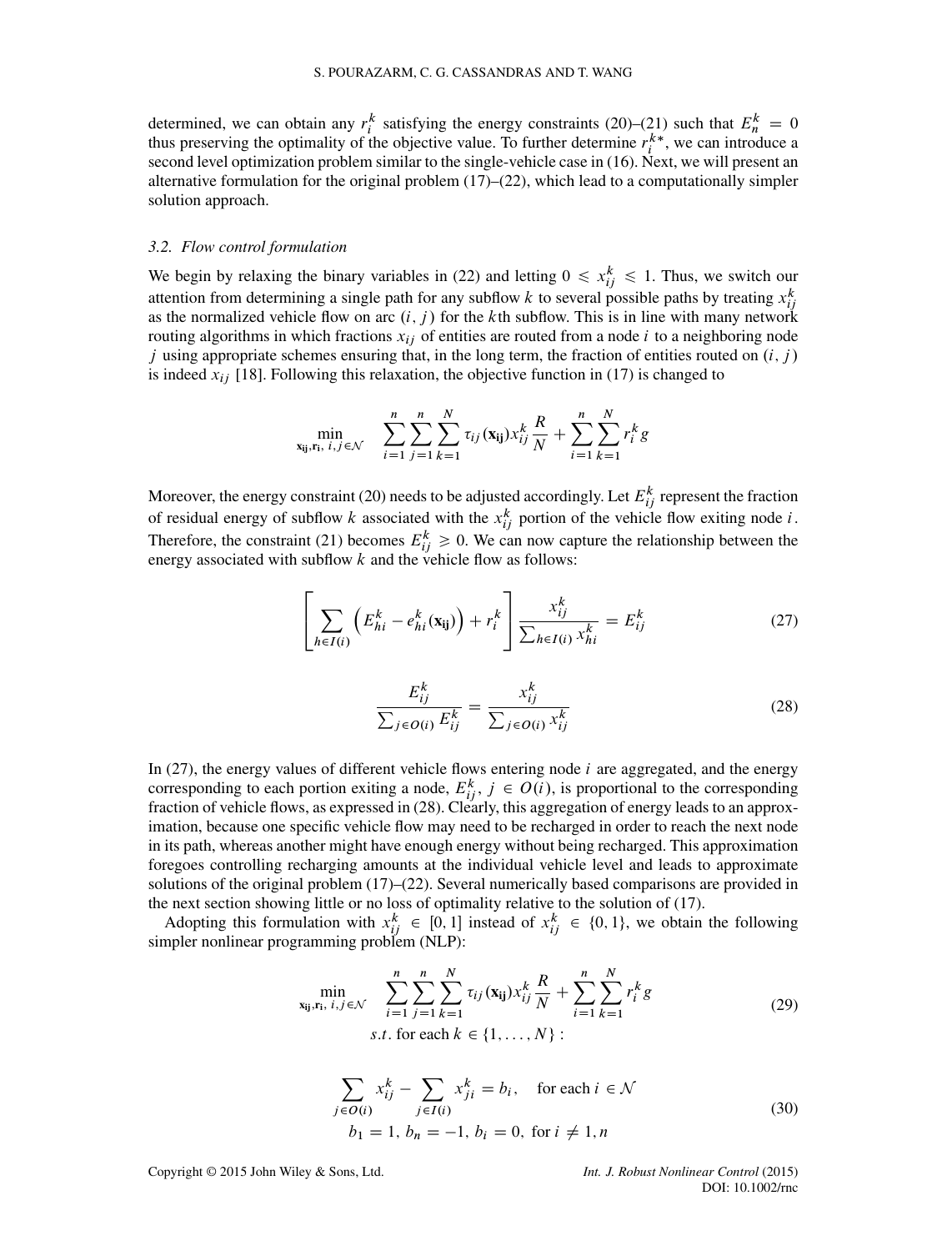determined, we can obtain any $r_i^k$ satisfying the energy constraints (20)–(21) such that $E_n^k = 0$ thus preserving the optimality of the objective value. To further determine $r_i^{k*}$, we can introduce a second level optimization problem similar to the single-vehicle case in (16). Next, we will present an alternative formulation for the original problem (17)–(22), which lead to a computationally simpler solution approach.

### *3.2. Flow control formulation*

We begin by relaxing the binary variables in (22) and letting $0 \leqslant x_{ij}^k \leqslant 1$. Thus, we switch our attention from determining a single path for any subflow $k$ to several possible paths by treating $x_{ij}^k$ as the normalized vehicle flow on arc $(i, j)$ for the $k$th subflow. This is in line with many network routing algorithms in which fractions $x_{ij}$ of entities are routed from a node $i$ to a neighboring node $j$ using appropriate schemes ensuring that, in the long term, the fraction of entities routed on $(i, j)$ is indeed $x_{ij}$ [18]. Following this relaxation, the objective function in (17) is changed to

$$\min_{\mathbf{x_{ij}}, \mathbf{r_i},\ i,j \in \mathcal{N}} \quad \sum_{i=1}^{n} \sum_{j=1}^{n} \sum_{k=1}^{N} \tau_{ij}(\mathbf{x_{ij}}) x_{ij}^k \frac{R}{N} + \sum_{i=1}^{n} \sum_{k=1}^{N} r_i^k g$$

Moreover, the energy constraint (20) needs to be adjusted accordingly. Let $E_{ij}^k$ represent the fraction of residual energy of subflow $k$ associated with the $x_{ij}^k$ portion of the vehicle flow exiting node $i$. Therefore, the constraint (21) becomes $E_{ij}^k \geqslant 0$. We can now capture the relationship between the energy associated with subflow $k$ and the vehicle flow as follows:

$$\left[ \sum_{h \in I(i)} \left( E_{hi}^k - e_{hi}^k(\mathbf{x_{ij}}) \right) + r_i^k \right] \frac{x_{ij}^k}{\sum_{h \in I(i)} x_{hi}^k} = E_{ij}^k \tag{27}$$

$$\frac{E_{ij}^k}{\sum_{j \in O(i)} E_{ij}^k} = \frac{x_{ij}^k}{\sum_{j \in O(i)} x_{ij}^k} \tag{28}$$

In (27), the energy values of different vehicle flows entering node $i$ are aggregated, and the energy corresponding to each portion exiting a node, $E_{ij}^k,\ j \in O(i)$, is proportional to the corresponding fraction of vehicle flows, as expressed in (28). Clearly, this aggregation of energy leads to an approximation, because one specific vehicle flow may need to be recharged in order to reach the next node in its path, whereas another might have enough energy without being recharged. This approximation foregoes controlling recharging amounts at the individual vehicle level and leads to approximate solutions of the original problem (17)–(22). Several numerically based comparisons are provided in the next section showing little or no loss of optimality relative to the solution of (17).

Adopting this formulation with $x_{ij}^k \in [0, 1]$ instead of $x_{ij}^k \in \{0, 1\}$, we obtain the following simpler nonlinear programming problem (NLP):

$$\min_{\mathbf{x_{ij}}, \mathbf{r_i},\ i,j \in \mathcal{N}} \quad \sum_{i=1}^{n} \sum_{j=1}^{n} \sum_{k=1}^{N} \tau_{ij}(\mathbf{x_{ij}}) x_{ij}^k \frac{R}{N} + \sum_{i=1}^{n} \sum_{k=1}^{N} r_i^k g \tag{29}$$
$$s.t. \text{ for each } k \in \{1, \ldots, N\}:$$

$$\sum_{j \in O(i)} x_{ij}^k - \sum_{j \in I(i)} x_{ji}^k = b_i, \quad \text{for each } i \in \mathcal{N}$$
$$b_1 = 1,\ b_n = -1,\ b_i = 0, \text{ for } i \neq 1, n \tag{30}$$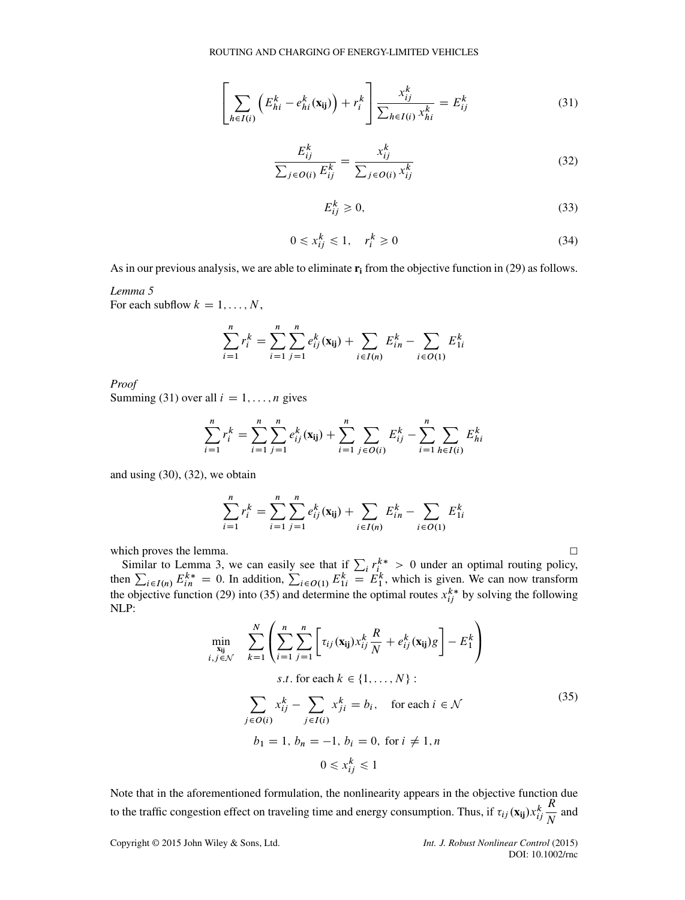$$\left[\sum_{h \in I(i)} \left(E_{hi}^k - e_{hi}^k(\mathbf{x_{ij}})\right) + r_i^k\right] \frac{x_{ij}^k}{\sum_{h \in I(i)} x_{hi}^k} = E_{ij}^k \tag{31}$$

$$\frac{E_{ij}^k}{\sum_{j \in O(i)} E_{ij}^k} = \frac{x_{ij}^k}{\sum_{j \in O(i)} x_{ij}^k} \tag{32}$$

$$E_{ij}^k \geqslant 0, \tag{33}$$

$$0 \leqslant x_{ij}^k \leqslant 1, \quad r_i^k \geqslant 0 \tag{34}$$

As in our previous analysis, we are able to eliminate $\mathbf{r_i}$ from the objective function in (29) as follows.

*Lemma 5*

For each subflow $k = 1, \ldots, N$,

$$\sum_{i=1}^n r_i^k = \sum_{i=1}^n \sum_{j=1}^n e_{ij}^k(\mathbf{x_{ij}}) + \sum_{i \in I(n)} E_{in}^k - \sum_{i \in O(1)} E_{1i}^k$$

*Proof*

Summing (31) over all $i = 1, \ldots, n$ gives

$$\sum_{i=1}^n r_i^k = \sum_{i=1}^n \sum_{j=1}^n e_{ij}^k(\mathbf{x_{ij}}) + \sum_{i=1}^n \sum_{j \in O(i)} E_{ij}^k - \sum_{i=1}^n \sum_{h \in I(i)} E_{hi}^k$$

and using (30), (32), we obtain

$$\sum_{i=1}^n r_i^k = \sum_{i=1}^n \sum_{j=1}^n e_{ij}^k(\mathbf{x_{ij}}) + \sum_{i \in I(n)} E_{in}^k - \sum_{i \in O(1)} E_{1i}^k$$

which proves the lemma. □

Similar to Lemma 3, we can easily see that if $\sum_i r_i^{k*} > 0$ under an optimal routing policy, then $\sum_{i \in I(n)} E_{in}^{k*} = 0$. In addition, $\sum_{i \in O(1)} E_{1i}^k = E_1^k$, which is given. We can now transform the objective function (29) into (35) and determine the optimal routes $x_{ij}^{k*}$ by solving the following NLP:

$$\begin{gathered}
\min_{\substack{\mathbf{x_{ij}} \\ i,j \in \mathcal{N}}} \quad \sum_{k=1}^N \left( \sum_{i=1}^n \sum_{j=1}^n \left[ \tau_{ij}(\mathbf{x_{ij}}) x_{ij}^k \frac{R}{N} + e_{ij}^k(\mathbf{x_{ij}}) g \right] - E_1^k \right) \\
s.t. \text{ for each } k \in \{1, \ldots, N\}: \\
\sum_{j \in O(i)} x_{ij}^k - \sum_{j \in I(i)} x_{ji}^k = b_i, \quad \text{for each } i \in \mathcal{N} \\
b_1 = 1,\ b_n = -1,\ b_i = 0, \text{ for } i \neq 1, n \\
0 \leqslant x_{ij}^k \leqslant 1
\end{gathered} \tag{35}$$

Note that in the aforementioned formulation, the nonlinearity appears in the objective function due to the traffic congestion effect on traveling time and energy consumption. Thus, if $\tau_{ij}(\mathbf{x_{ij}}) x_{ij}^k \dfrac{R}{N}$ and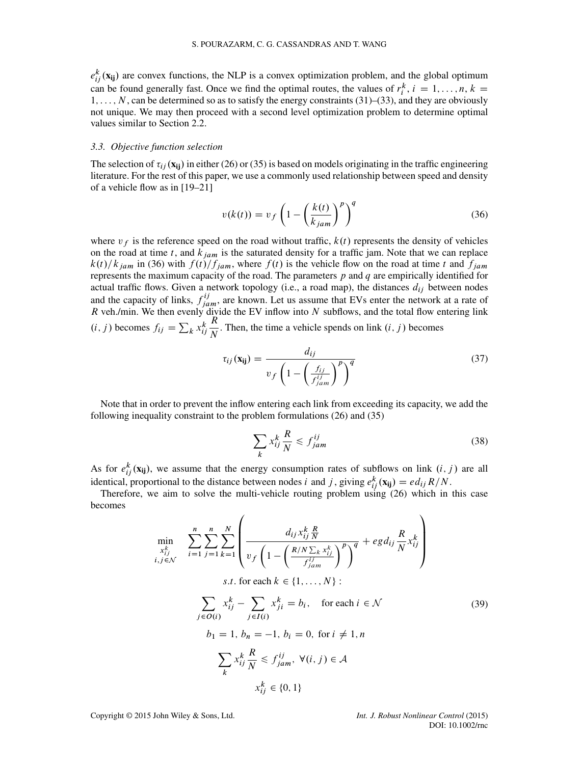$e_{ij}^k(\mathbf{x_{ij}})$ are convex functions, the NLP is a convex optimization problem, and the global optimum can be found generally fast. Once we find the optimal routes, the values of $r_i^k$, $i = 1, \ldots, n$, $k = 1, \ldots, N$, can be determined so as to satisfy the energy constraints (31)–(33), and they are obviously not unique. We may then proceed with a second level optimization problem to determine optimal values similar to Section 2.2.

### 3.3. Objective function selection

The selection of $\tau_{ij}(\mathbf{x_{ij}})$ in either (26) or (35) is based on models originating in the traffic engineering literature. For the rest of this paper, we use a commonly used relationship between speed and density of a vehicle flow as in [19–21]

$$v(k(t)) = v_f \left(1 - \left(\frac{k(t)}{k_{jam}}\right)^p\right)^q \tag{36}$$

where $v_f$ is the reference speed on the road without traffic, $k(t)$ represents the density of vehicles on the road at time $t$, and $k_{jam}$ is the saturated density for a traffic jam. Note that we can replace $k(t)/k_{jam}$ in (36) with $f(t)/f_{jam}$, where $f(t)$ is the vehicle flow on the road at time $t$ and $f_{jam}$ represents the maximum capacity of the road. The parameters $p$ and $q$ are empirically identified for actual traffic flows. Given a network topology (i.e., a road map), the distances $d_{ij}$ between nodes and the capacity of links, $f_{jam}^{ij}$, are known. Let us assume that EVs enter the network at a rate of $R$ veh./min. We then evenly divide the EV inflow into $N$ subflows, and the total flow entering link $(i, j)$ becomes $f_{ij} = \sum_k x_{ij}^k \frac{R}{N}$. Then, the time a vehicle spends on link $(i, j)$ becomes

$$\tau_{ij}(\mathbf{x_{ij}}) = \frac{d_{ij}}{v_f \left(1 - \left(\frac{f_{ij}}{f_{jam}^{ij}}\right)^p\right)^q} \tag{37}$$

Note that in order to prevent the inflow entering each link from exceeding its capacity, we add the following inequality constraint to the problem formulations (26) and (35)

$$\sum_k x_{ij}^k \frac{R}{N} \leqslant f_{jam}^{ij} \tag{38}$$

As for $e_{ij}^k(\mathbf{x_{ij}})$, we assume that the energy consumption rates of subflows on link $(i, j)$ are all identical, proportional to the distance between nodes $i$ and $j$, giving $e_{ij}^k(\mathbf{x_{ij}}) = e d_{ij} R/N$.

Therefore, we aim to solve the multi-vehicle routing problem using (26) which in this case becomes

$$\begin{aligned}
\min_{\substack{x_{ij}^k \\ i,j \in \mathcal{N}}} \quad & \sum_{i=1}^{n} \sum_{j=1}^{n} \sum_{k=1}^{N} \left( \frac{d_{ij} x_{ij}^k \frac{R}{N}}{v_f \left(1 - \left(\frac{R/N \sum_k x_{ij}^k}{f_{jam}^{ij}}\right)^p\right)^q} + e g d_{ij} \frac{R}{N} x_{ij}^k \right) \\
& s.t. \text{ for each } k \in \{1, \ldots, N\}: \\
& \sum_{j \in O(i)} x_{ij}^k - \sum_{j \in I(i)} x_{ji}^k = b_i, \quad \text{for each } i \in \mathcal{N} \\
& b_1 = 1,\ b_n = -1,\ b_i = 0,\ \text{for } i \neq 1, n \\
& \sum_k x_{ij}^k \frac{R}{N} \leqslant f_{jam}^{ij},\ \forall (i, j) \in \mathcal{A} \\
& x_{ij}^k \in \{0, 1\}
\end{aligned} \tag{39}$$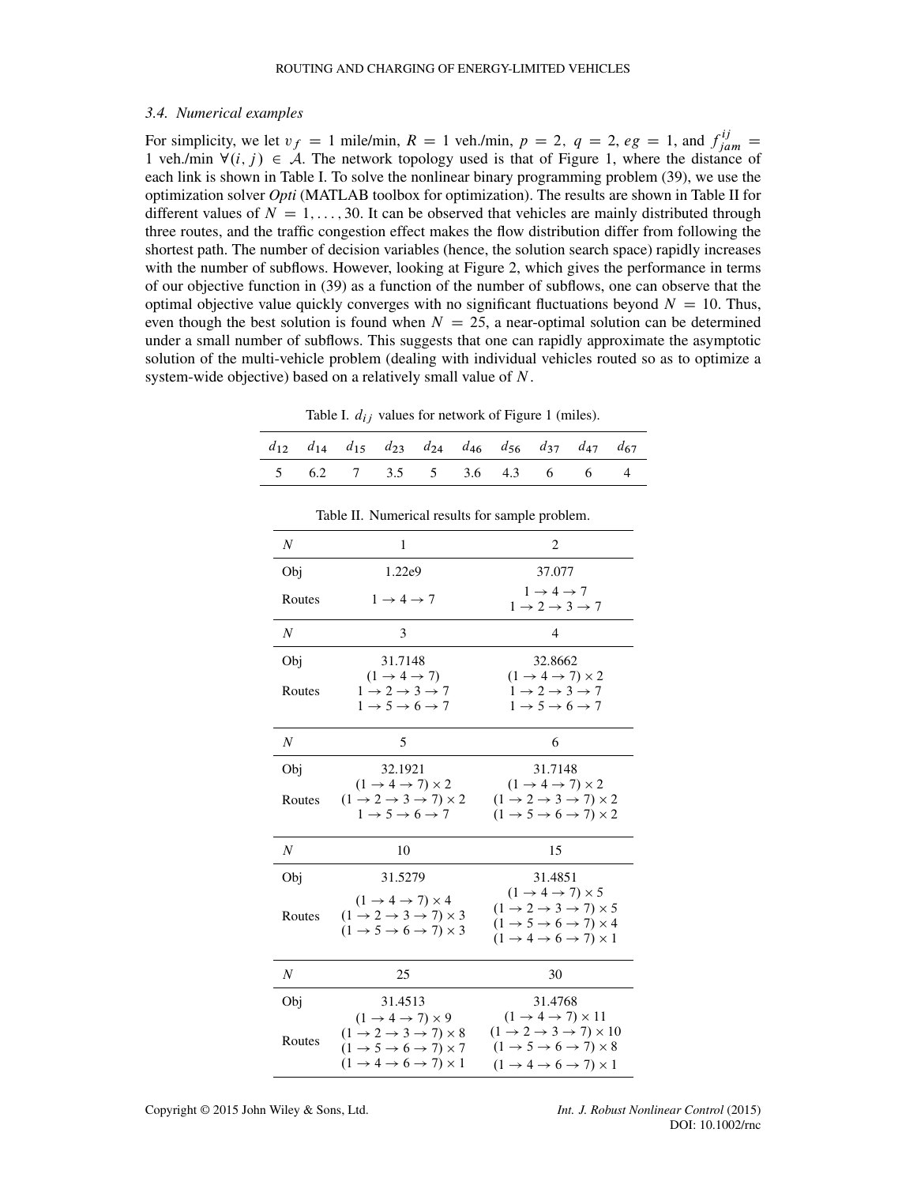### 3.4. Numerical examples

For simplicity, we let $v_f = 1$ mile/min, $R = 1$ veh./min, $p = 2$, $q = 2$, $eg = 1$, and $f_{jam}^{ij} = 1$ veh./min $\forall (i,j) \in \mathcal{A}$. The network topology used is that of Figure 1, where the distance of each link is shown in Table I. To solve the nonlinear binary programming problem (39), we use the optimization solver *Opti* (MATLAB toolbox for optimization). The results are shown in Table II for different values of $N = 1, \ldots, 30$. It can be observed that vehicles are mainly distributed through three routes, and the traffic congestion effect makes the flow distribution differ from following the shortest path. The number of decision variables (hence, the solution search space) rapidly increases with the number of subflows. However, looking at Figure 2, which gives the performance in terms of our objective function in (39) as a function of the number of subflows, one can observe that the optimal objective value quickly converges with no significant fluctuations beyond $N = 10$. Thus, even though the best solution is found when $N = 25$, a near-optimal solution can be determined under a small number of subflows. This suggests that one can rapidly approximate the asymptotic solution of the multi-vehicle problem (dealing with individual vehicles routed so as to optimize a system-wide objective) based on a relatively small value of $N$.

Table I. $d_{ij}$ values for network of Figure 1 (miles).

| $d_{12}$ | $d_{14}$ | $d_{15}$ | $d_{23}$ | $d_{24}$ | $d_{46}$ | $d_{56}$ | $d_{37}$ | $d_{47}$ | $d_{67}$ |
|---|---|---|---|---|---|---|---|---|---|
| 5 | 6.2 | 7 | 3.5 | 5 | 3.6 | 4.3 | 6 | 6 | 4 |

Table II. Numerical results for sample problem.

| $N$ | 1 | 2 |
|---|---|---|
| Obj | 1.22e9 | 37.077 |
| Routes | $1 \to 4 \to 7$ | $1 \to 4 \to 7$<br>$1 \to 2 \to 3 \to 7$ |
| $N$ | 3 | 4 |
| Obj | 31.7148 | 32.8662 |
| Routes | $(1 \to 4 \to 7)$<br>$1 \to 2 \to 3 \to 7$<br>$1 \to 5 \to 6 \to 7$ | $(1 \to 4 \to 7) \times 2$<br>$1 \to 2 \to 3 \to 7$<br>$1 \to 5 \to 6 \to 7$ |
| $N$ | 5 | 6 |
| Obj | 32.1921 | 31.7148 |
| Routes | $(1 \to 4 \to 7) \times 2$<br>$(1 \to 2 \to 3 \to 7) \times 2$<br>$1 \to 5 \to 6 \to 7$ | $(1 \to 4 \to 7) \times 2$<br>$(1 \to 2 \to 3 \to 7) \times 2$<br>$(1 \to 5 \to 6 \to 7) \times 2$ |
| $N$ | 10 | 15 |
| Obj | 31.5279 | 31.4851 |
| Routes | $(1 \to 4 \to 7) \times 4$<br>$(1 \to 2 \to 3 \to 7) \times 3$<br>$(1 \to 5 \to 6 \to 7) \times 3$ | $(1 \to 4 \to 7) \times 5$<br>$(1 \to 2 \to 3 \to 7) \times 5$<br>$(1 \to 5 \to 6 \to 7) \times 4$<br>$(1 \to 4 \to 6 \to 7) \times 1$ |
| $N$ | 25 | 30 |
| Obj | 31.4513 | 31.4768 |
| Routes | $(1 \to 4 \to 7) \times 9$<br>$(1 \to 2 \to 3 \to 7) \times 8$<br>$(1 \to 5 \to 6 \to 7) \times 7$<br>$(1 \to 4 \to 6 \to 7) \times 1$ | $(1 \to 4 \to 7) \times 11$<br>$(1 \to 2 \to 3 \to 7) \times 10$<br>$(1 \to 5 \to 6 \to 7) \times 8$<br>$(1 \to 4 \to 6 \to 7) \times 1$ |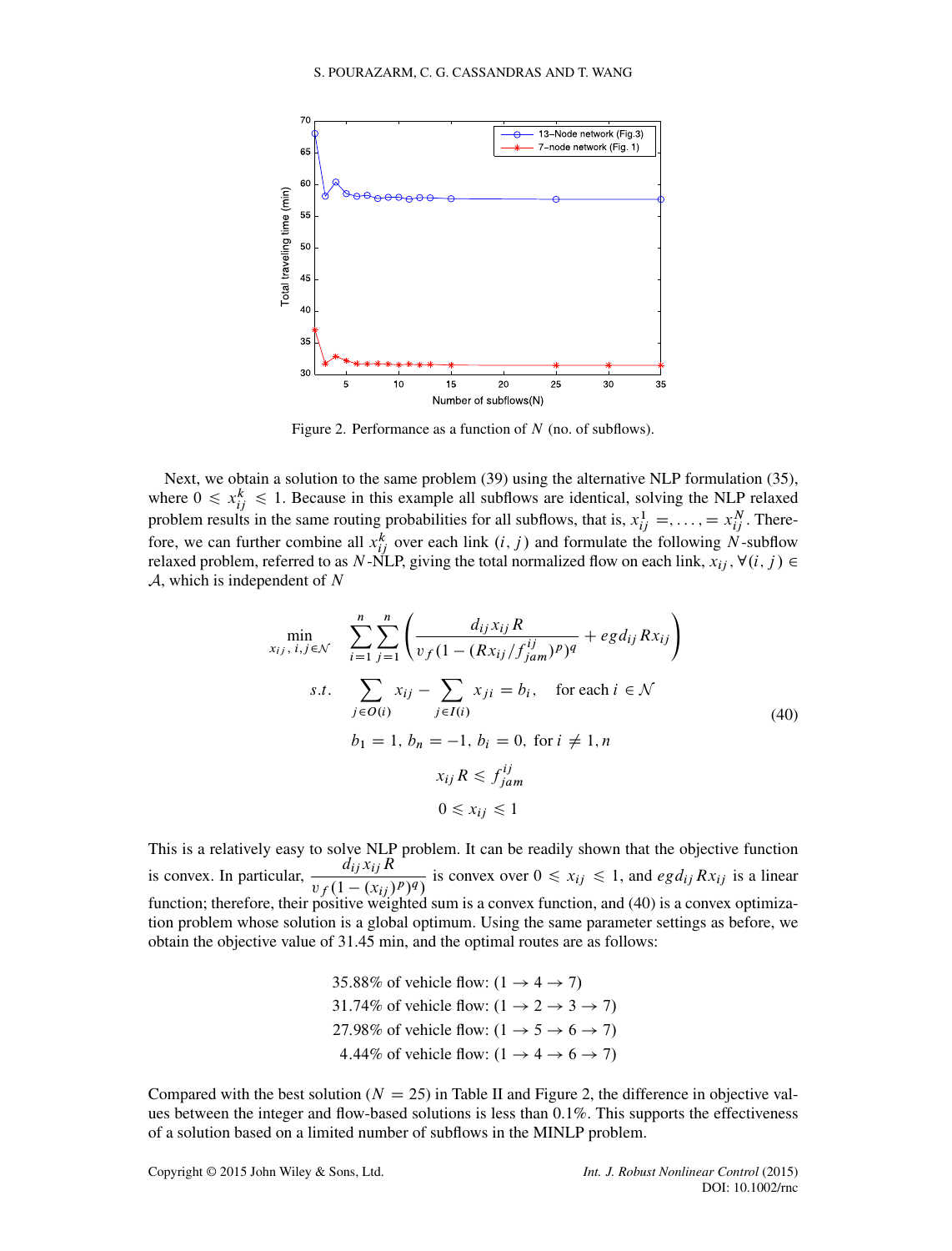Figure 2. Performance as a function of $N$ (no. of subflows).

Next, we obtain a solution to the same problem (39) using the alternative NLP formulation (35), where $0 \leqslant x_{ij}^k \leqslant 1$. Because in this example all subflows are identical, solving the NLP relaxed problem results in the same routing probabilities for all subflows, that is, $x_{ij}^1 =, \ldots, = x_{ij}^N$. Therefore, we can further combine all $x_{ij}^k$ over each link $(i,j)$ and formulate the following $N$-subflow relaxed problem, referred to as $N$-NLP, giving the total normalized flow on each link, $x_{ij}, \forall (i,j) \in \mathcal{A}$, which is independent of $N$

$$
\begin{aligned}
\min_{x_{ij},\, i,j \in \mathcal{N}} \quad & \sum_{i=1}^{n}\sum_{j=1}^{n}\left(\frac{d_{ij}x_{ij}R}{v_f\left(1-\left(Rx_{ij}/f_{jam}^{ij}\right)^p\right)^q} + egd_{ij}Rx_{ij}\right) \\
s.t. \quad & \sum_{j \in O(i)} x_{ij} - \sum_{j \in I(i)} x_{ji} = b_i, \quad \text{for each } i \in \mathcal{N} \\
& b_1 = 1,\ b_n = -1,\ b_i = 0,\ \text{for } i \neq 1, n \\
& x_{ij}R \leqslant f_{jam}^{ij} \\
& 0 \leqslant x_{ij} \leqslant 1
\end{aligned}
\tag{40}
$$

This is a relatively easy to solve NLP problem. It can be readily shown that the objective function is convex. In particular, $\dfrac{d_{ij}x_{ij}R}{v_f(1-(x_{ij})^p)^q)}$ is convex over $0 \leqslant x_{ij} \leqslant 1$, and $egd_{ij}Rx_{ij}$ is a linear function; therefore, their positive weighted sum is a convex function, and (40) is a convex optimization problem whose solution is a global optimum. Using the same parameter settings as before, we obtain the objective value of 31.45 min, and the optimal routes are as follows:

35.88% of vehicle flow: $(1 \to 4 \to 7)$
31.74% of vehicle flow: $(1 \to 2 \to 3 \to 7)$
27.98% of vehicle flow: $(1 \to 5 \to 6 \to 7)$
4.44% of vehicle flow: $(1 \to 4 \to 6 \to 7)$

Compared with the best solution ($N = 25$) in Table II and Figure 2, the difference in objective values between the integer and flow-based solutions is less than 0.1%. This supports the effectiveness of a solution based on a limited number of subflows in the MINLP problem.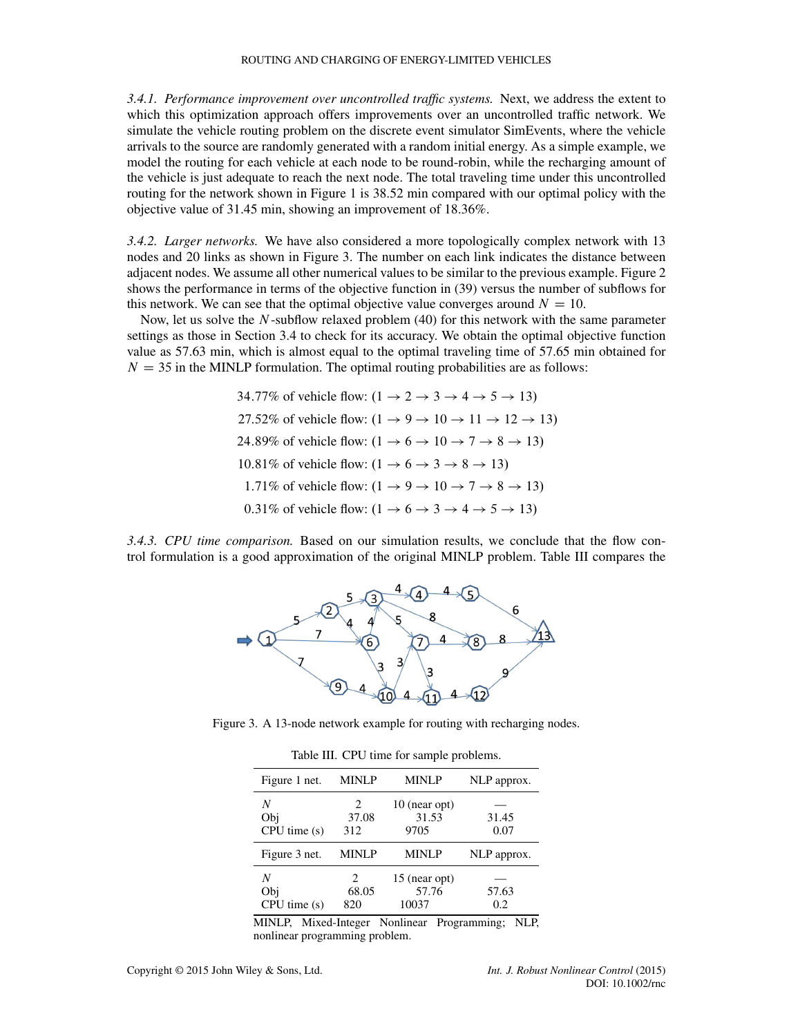*3.4.1. Performance improvement over uncontrolled traffic systems.* Next, we address the extent to which this optimization approach offers improvements over an uncontrolled traffic network. We simulate the vehicle routing problem on the discrete event simulator SimEvents, where the vehicle arrivals to the source are randomly generated with a random initial energy. As a simple example, we model the routing for each vehicle at each node to be round-robin, while the recharging amount of the vehicle is just adequate to reach the next node. The total traveling time under this uncontrolled routing for the network shown in Figure 1 is 38.52 min compared with our optimal policy with the objective value of 31.45 min, showing an improvement of 18.36%.

*3.4.2. Larger networks.* We have also considered a more topologically complex network with 13 nodes and 20 links as shown in Figure 3. The number on each link indicates the distance between adjacent nodes. We assume all other numerical values to be similar to the previous example. Figure 2 shows the performance in terms of the objective function in (39) versus the number of subflows for this network. We can see that the optimal objective value converges around $N = 10$.

Now, let us solve the $N$-subflow relaxed problem (40) for this network with the same parameter settings as those in Section 3.4 to check for its accuracy. We obtain the optimal objective function value as 57.63 min, which is almost equal to the optimal traveling time of 57.65 min obtained for $N = 35$ in the MINLP formulation. The optimal routing probabilities are as follows:

$$34.77\% \text{ of vehicle flow: } (1 \to 2 \to 3 \to 4 \to 5 \to 13)$$
$$27.52\% \text{ of vehicle flow: } (1 \to 9 \to 10 \to 11 \to 12 \to 13)$$
$$24.89\% \text{ of vehicle flow: } (1 \to 6 \to 10 \to 7 \to 8 \to 13)$$
$$10.81\% \text{ of vehicle flow: } (1 \to 6 \to 3 \to 8 \to 13)$$
$$1.71\% \text{ of vehicle flow: } (1 \to 9 \to 10 \to 7 \to 8 \to 13)$$
$$0.31\% \text{ of vehicle flow: } (1 \to 6 \to 3 \to 4 \to 5 \to 13)$$

*3.4.3. CPU time comparison.* Based on our simulation results, we conclude that the flow control formulation is a good approximation of the original MINLP problem. Table III compares the

Figure 3. A 13-node network example for routing with recharging nodes.

Table III. CPU time for sample problems.

| Figure 1 net. | MINLP | MINLP | NLP approx. |
|---|---|---|---|
| $N$ | 2 | 10 (near opt) | — |
| Obj | 37.08 | 31.53 | 31.45 |
| CPU time (s) | 312 | 9705 | 0.07 |
| **Figure 3 net.** | **MINLP** | **MINLP** | **NLP approx.** |
| $N$ | 2 | 15 (near opt) | — |
| Obj | 68.05 | 57.76 | 57.63 |
| CPU time (s) | 820 | 10037 | 0.2 |

MINLP, Mixed-Integer Nonlinear Programming; NLP, nonlinear programming problem.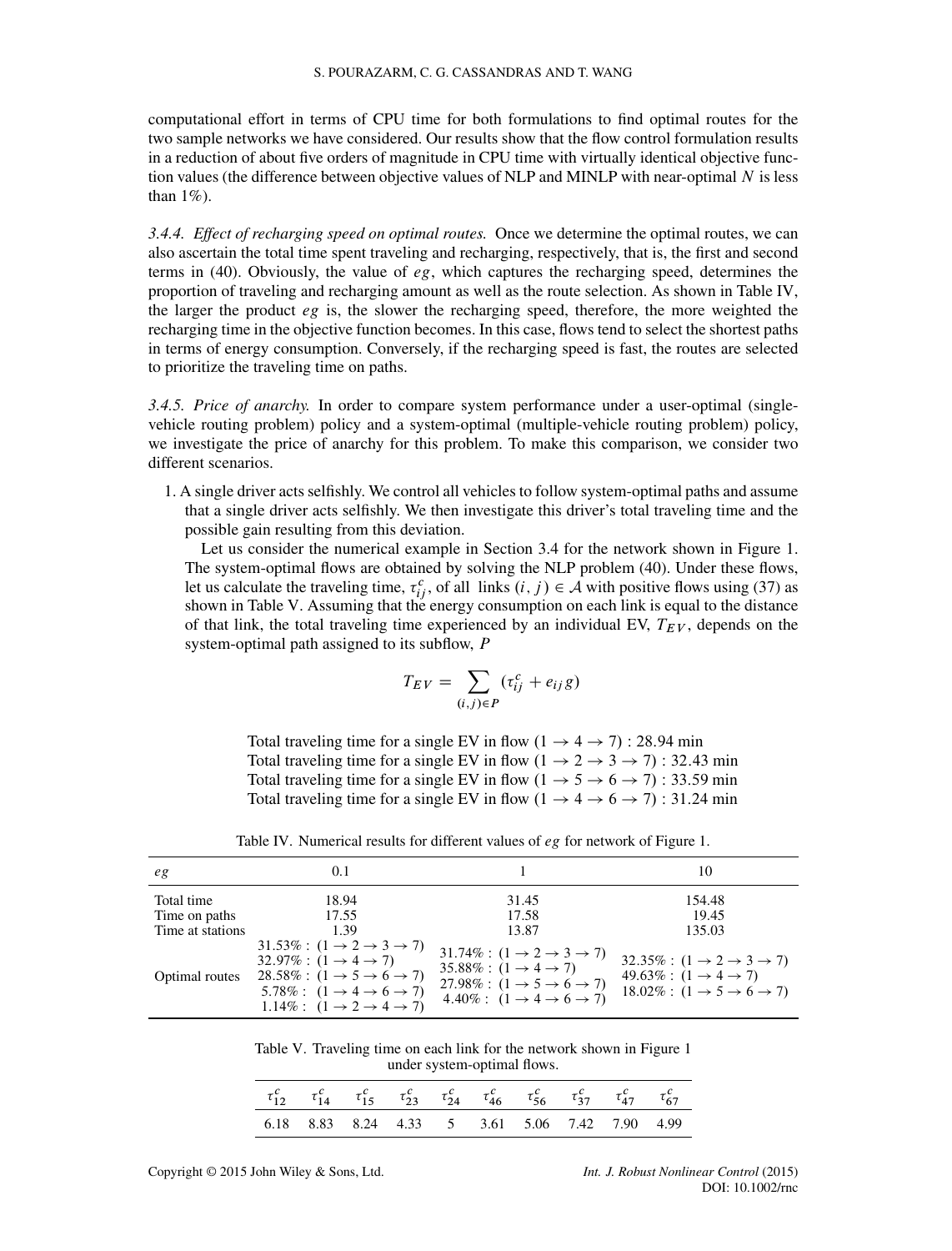computational effort in terms of CPU time for both formulations to find optimal routes for the two sample networks we have considered. Our results show that the flow control formulation results in a reduction of about five orders of magnitude in CPU time with virtually identical objective function values (the difference between objective values of NLP and MINLP with near-optimal $N$ is less than 1%).

*3.4.4. Effect of recharging speed on optimal routes.* Once we determine the optimal routes, we can also ascertain the total time spent traveling and recharging, respectively, that is, the first and second terms in (40). Obviously, the value of $eg$, which captures the recharging speed, determines the proportion of traveling and recharging amount as well as the route selection. As shown in Table IV, the larger the product $eg$ is, the slower the recharging speed, therefore, the more weighted the recharging time in the objective function becomes. In this case, flows tend to select the shortest paths in terms of energy consumption. Conversely, if the recharging speed is fast, the routes are selected to prioritize the traveling time on paths.

*3.4.5. Price of anarchy.* In order to compare system performance under a user-optimal (single-vehicle routing problem) policy and a system-optimal (multiple-vehicle routing problem) policy, we investigate the price of anarchy for this problem. To make this comparison, we consider two different scenarios.

1. A single driver acts selfishly. We control all vehicles to follow system-optimal paths and assume that a single driver acts selfishly. We then investigate this driver's total traveling time and the possible gain resulting from this deviation.

   Let us consider the numerical example in Section 3.4 for the network shown in Figure 1. The system-optimal flows are obtained by solving the NLP problem (40). Under these flows, let us calculate the traveling time, $\tau_{ij}^c$, of all links $(i, j) \in \mathcal{A}$ with positive flows using (37) as shown in Table V. Assuming that the energy consumption on each link is equal to the distance of that link, the total traveling time experienced by an individual EV, $T_{EV}$, depends on the system-optimal path assigned to its subflow, $P$

$$T_{EV} = \sum_{(i,j) \in P} (\tau_{ij}^c + e_{ij} g)$$

   Total traveling time for a single EV in flow $(1 \to 4 \to 7)$ : 28.94 min
   Total traveling time for a single EV in flow $(1 \to 2 \to 3 \to 7)$ : 32.43 min
   Total traveling time for a single EV in flow $(1 \to 5 \to 6 \to 7)$ : 33.59 min
   Total traveling time for a single EV in flow $(1 \to 4 \to 6 \to 7)$ : 31.24 min

Table IV. Numerical results for different values of $eg$ for network of Figure 1.

| $eg$ | 0.1 | 1 | 10 |
|---|---|---|---|
| Total time | 18.94 | 31.45 | 154.48 |
| Time on paths | 17.55 | 17.58 | 19.45 |
| Time at stations | 1.39 | 13.87 | 135.03 |
| Optimal routes | 31.53% : $(1 \to 2 \to 3 \to 7)$<br>32.97% : $(1 \to 4 \to 7)$<br>28.58% : $(1 \to 5 \to 6 \to 7)$<br>5.78% : $(1 \to 4 \to 6 \to 7)$<br>1.14% : $(1 \to 2 \to 4 \to 7)$ | 31.74% : $(1 \to 2 \to 3 \to 7)$<br>35.88% : $(1 \to 4 \to 7)$<br>27.98% : $(1 \to 5 \to 6 \to 7)$<br>4.40% : $(1 \to 4 \to 6 \to 7)$ | 32.35% : $(1 \to 2 \to 3 \to 7)$<br>49.63% : $(1 \to 4 \to 7)$<br>18.02% : $(1 \to 5 \to 6 \to 7)$ |

Table V. Traveling time on each link for the network shown in Figure 1 under system-optimal flows.

| $\tau_{12}^c$ | $\tau_{14}^c$ | $\tau_{15}^c$ | $\tau_{23}^c$ | $\tau_{24}^c$ | $\tau_{46}^c$ | $\tau_{56}^c$ | $\tau_{37}^c$ | $\tau_{47}^c$ | $\tau_{67}^c$ |
|---|---|---|---|---|---|---|---|---|---|
| 6.18 | 8.83 | 8.24 | 4.33 | 5 | 3.61 | 5.06 | 7.42 | 7.90 | 4.99 |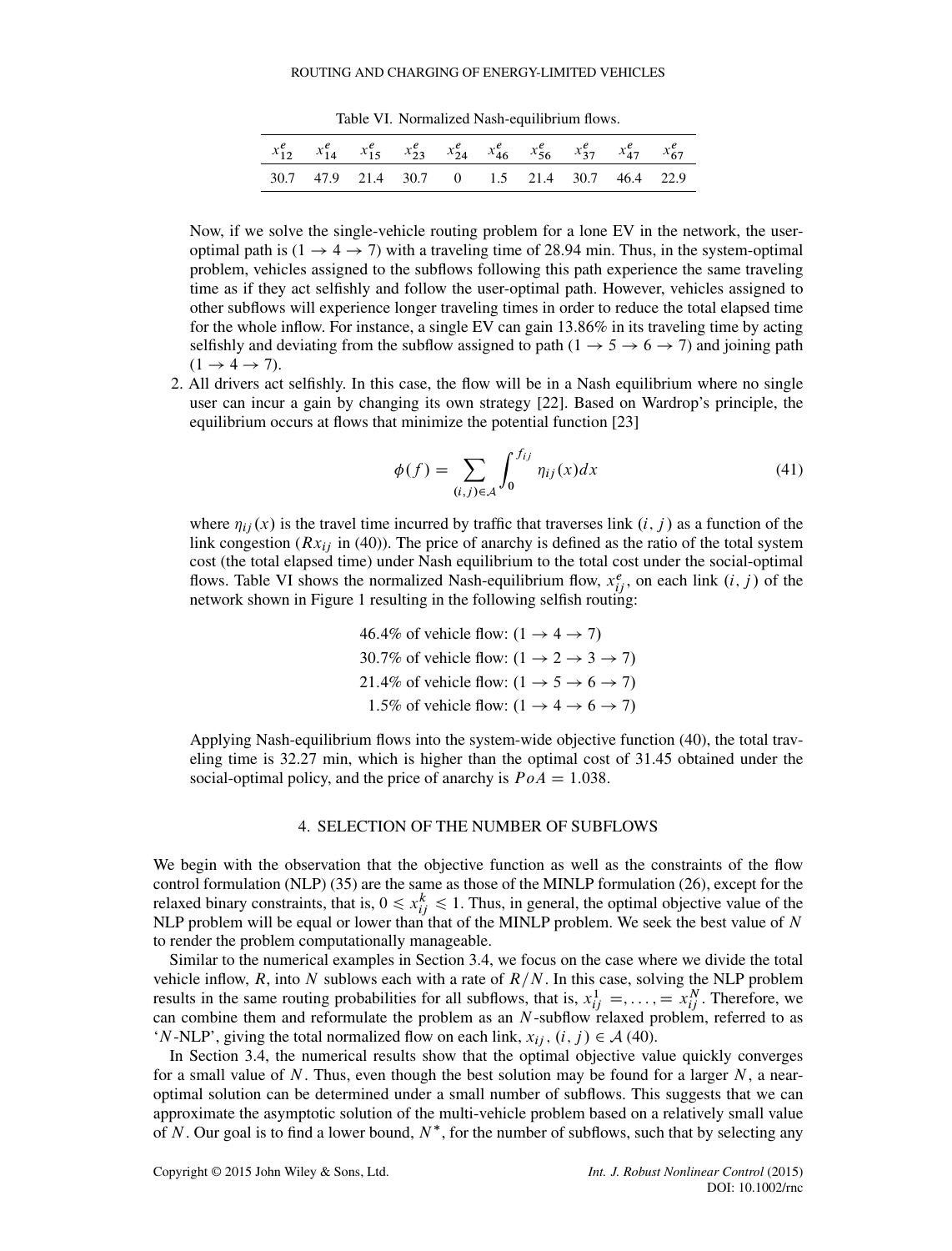Table VI. Normalized Nash-equilibrium flows.

| $x^e_{12}$ | $x^e_{14}$ | $x^e_{15}$ | $x^e_{23}$ | $x^e_{24}$ | $x^e_{46}$ | $x^e_{56}$ | $x^e_{37}$ | $x^e_{47}$ | $x^e_{67}$ |
|---|---|---|---|---|---|---|---|---|---|
| 30.7 | 47.9 | 21.4 | 30.7 | 0 | 1.5 | 21.4 | 30.7 | 46.4 | 22.9 |

Now, if we solve the single-vehicle routing problem for a lone EV in the network, the user-optimal path is $(1 \to 4 \to 7)$ with a traveling time of 28.94 min. Thus, in the system-optimal problem, vehicles assigned to the subflows following this path experience the same traveling time as if they act selfishly and follow the user-optimal path. However, vehicles assigned to other subflows will experience longer traveling times in order to reduce the total elapsed time for the whole inflow. For instance, a single EV can gain 13.86% in its traveling time by acting selfishly and deviating from the subflow assigned to path $(1 \to 5 \to 6 \to 7)$ and joining path $(1 \to 4 \to 7)$.

2. All drivers act selfishly. In this case, the flow will be in a Nash equilibrium where no single user can incur a gain by changing its own strategy [22]. Based on Wardrop's principle, the equilibrium occurs at flows that minimize the potential function [23]

$$\phi(f) = \sum_{(i,j)\in\mathcal{A}} \int_0^{f_{ij}} \eta_{ij}(x)dx \tag{41}$$

where $\eta_{ij}(x)$ is the travel time incurred by traffic that traverses link $(i, j)$ as a function of the link congestion ($Rx_{ij}$ in (40)). The price of anarchy is defined as the ratio of the total system cost (the total elapsed time) under Nash equilibrium to the total cost under the social-optimal flows. Table VI shows the normalized Nash-equilibrium flow, $x^e_{ij}$, on each link $(i, j)$ of the network shown in Figure 1 resulting in the following selfish routing:

46.4% of vehicle flow: $(1 \to 4 \to 7)$
30.7% of vehicle flow: $(1 \to 2 \to 3 \to 7)$
21.4% of vehicle flow: $(1 \to 5 \to 6 \to 7)$
1.5% of vehicle flow: $(1 \to 4 \to 6 \to 7)$

Applying Nash-equilibrium flows into the system-wide objective function (40), the total traveling time is 32.27 min, which is higher than the optimal cost of 31.45 obtained under the social-optimal policy, and the price of anarchy is $PoA = 1.038$.

## 4. SELECTION OF THE NUMBER OF SUBFLOWS

We begin with the observation that the objective function as well as the constraints of the flow control formulation (NLP) (35) are the same as those of the MINLP formulation (26), except for the relaxed binary constraints, that is, $0 \leqslant x^k_{ij} \leqslant 1$. Thus, in general, the optimal objective value of the NLP problem will be equal or lower than that of the MINLP problem. We seek the best value of $N$ to render the problem computationally manageable.

Similar to the numerical examples in Section 3.4, we focus on the case where we divide the total vehicle inflow, $R$, into $N$ sublows each with a rate of $R/N$. In this case, solving the NLP problem results in the same routing probabilities for all subflows, that is, $x^1_{ij} =, \ldots, = x^N_{ij}$. Therefore, we can combine them and reformulate the problem as an $N$-subflow relaxed problem, referred to as '$N$-NLP', giving the total normalized flow on each link, $x_{ij}$, $(i, j) \in \mathcal{A}$ (40).

In Section 3.4, the numerical results show that the optimal objective value quickly converges for a small value of $N$. Thus, even though the best solution may be found for a larger $N$, a near-optimal solution can be determined under a small number of subflows. This suggests that we can approximate the asymptotic solution of the multi-vehicle problem based on a relatively small value of $N$. Our goal is to find a lower bound, $N^*$, for the number of subflows, such that by selecting any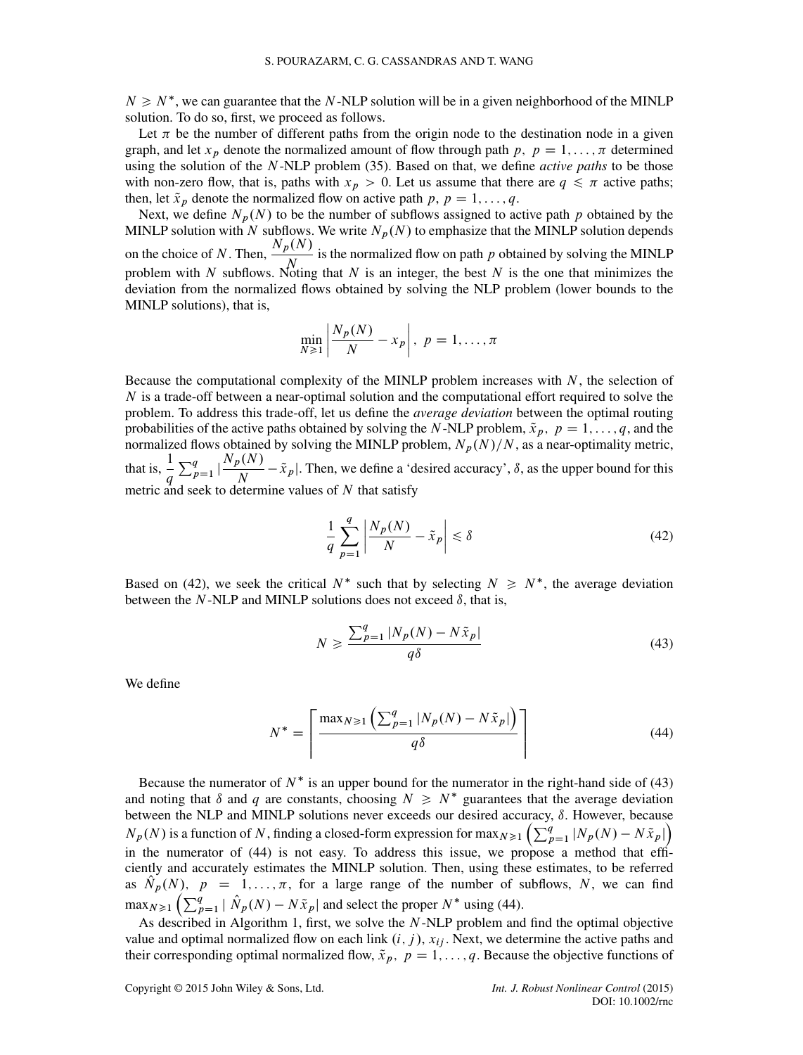$N \geqslant N^*$, we can guarantee that the $N$-NLP solution will be in a given neighborhood of the MINLP solution. To do so, first, we proceed as follows.

Let $\pi$ be the number of different paths from the origin node to the destination node in a given graph, and let $x_p$ denote the normalized amount of flow through path $p$, $p = 1, \ldots, \pi$ determined using the solution of the $N$-NLP problem (35). Based on that, we define *active paths* to be those with non-zero flow, that is, paths with $x_p > 0$. Let us assume that there are $q \leqslant \pi$ active paths; then, let $\tilde{x}_p$ denote the normalized flow on active path $p$, $p = 1, \ldots, q$.

Next, we define $N_p(N)$ to be the number of subflows assigned to active path $p$ obtained by the MINLP solution with $N$ subflows. We write $N_p(N)$ to emphasize that the MINLP solution depends on the choice of $N$. Then, $\dfrac{N_p(N)}{N}$ is the normalized flow on path $p$ obtained by solving the MINLP problem with $N$ subflows. Noting that $N$ is an integer, the best $N$ is the one that minimizes the deviation from the normalized flows obtained by solving the NLP problem (lower bounds to the MINLP solutions), that is,

$$\min_{N \geqslant 1} \left| \frac{N_p(N)}{N} - x_p \right|, \; p = 1, \ldots, \pi$$

Because the computational complexity of the MINLP problem increases with $N$, the selection of $N$ is a trade-off between a near-optimal solution and the computational effort required to solve the problem. To address this trade-off, let us define the *average deviation* between the optimal routing probabilities of the active paths obtained by solving the $N$-NLP problem, $\tilde{x}_p$, $p = 1, \ldots, q$, and the normalized flows obtained by solving the MINLP problem, $N_p(N)/N$, as a near-optimality metric, that is, $\frac{1}{q} \sum_{p=1}^{q} |\frac{N_p(N)}{N} - \tilde{x}_p|$. Then, we define a 'desired accuracy', $\delta$, as the upper bound for this metric and seek to determine values of $N$ that satisfy

$$\frac{1}{q} \sum_{p=1}^{q} \left| \frac{N_p(N)}{N} - \tilde{x}_p \right| \leqslant \delta \tag{42}$$

Based on (42), we seek the critical $N^*$ such that by selecting $N \geqslant N^*$, the average deviation between the $N$-NLP and MINLP solutions does not exceed $\delta$, that is,

$$N \geqslant \frac{\sum_{p=1}^{q} |N_p(N) - N\tilde{x}_p|}{q\delta} \tag{43}$$

We define

$$N^* = \left\lceil \frac{\max_{N \geqslant 1} \left( \sum_{p=1}^{q} |N_p(N) - N\tilde{x}_p| \right)}{q\delta} \right\rceil \tag{44}$$

Because the numerator of $N^*$ is an upper bound for the numerator in the right-hand side of (43) and noting that $\delta$ and $q$ are constants, choosing $N \geqslant N^*$ guarantees that the average deviation between the NLP and MINLP solutions never exceeds our desired accuracy, $\delta$. However, because $N_p(N)$ is a function of $N$, finding a closed-form expression for $\max_{N \geqslant 1} \left( \sum_{p=1}^{q} |N_p(N) - N\tilde{x}_p| \right)$ in the numerator of (44) is not easy. To address this issue, we propose a method that efficiently and accurately estimates the MINLP solution. Then, using these estimates, to be referred as $\hat{N}_p(N)$, $p = 1, \ldots, \pi$, for a large range of the number of subflows, $N$, we can find $\max_{N \geqslant 1} \left( \sum_{p=1}^{q} | \hat{N}_p(N) - N\tilde{x}_p| \right)$ and select the proper $N^*$ using (44).

As described in Algorithm 1, first, we solve the $N$-NLP problem and find the optimal objective value and optimal normalized flow on each link $(i, j)$, $x_{ij}$. Next, we determine the active paths and their corresponding optimal normalized flow, $\tilde{x}_p$, $p = 1, \ldots, q$. Because the objective functions of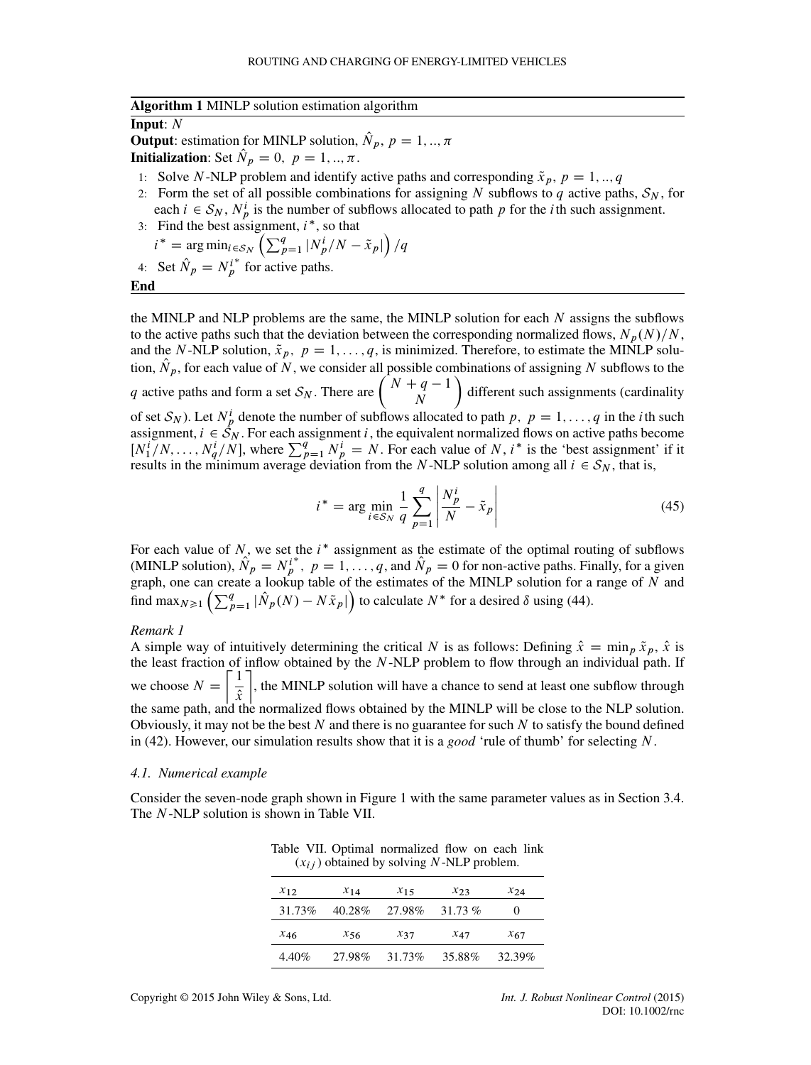**Algorithm 1** MINLP solution estimation algorithm

**Input**: $N$

**Output**: estimation for MINLP solution, $\hat{N}_p,\ p = 1, .., \pi$

**Initialization**: Set $\hat{N}_p = 0,\ p = 1, .., \pi$.

1: Solve $N$-NLP problem and identify active paths and corresponding $\tilde{x}_p,\ p = 1, .., q$

2: Form the set of all possible combinations for assigning $N$ subflows to $q$ active paths, $\mathcal{S}_N$, for each $i \in \mathcal{S}_N$, $N_p^i$ is the number of subflows allocated to path $p$ for the $i$th such assignment.

3: Find the best assignment, $i^*$, so that $i^* = \arg\min_{i \in \mathcal{S}_N} \left( \sum_{p=1}^{q} |N_p^i/N - \tilde{x}_p| \right)/q$

4: Set $\hat{N}_p = N_p^{i^*}$ for active paths.

**End**

the MINLP and NLP problems are the same, the MINLP solution for each $N$ assigns the subflows to the active paths such that the deviation between the corresponding normalized flows, $N_p(N)/N$, and the $N$-NLP solution, $\tilde{x}_p,\ p = 1, \ldots, q$, is minimized. Therefore, to estimate the MINLP solution, $\hat{N}_p$, for each value of $N$, we consider all possible combinations of assigning $N$ subflows to the $q$ active paths and form a set $\mathcal{S}_N$. There are $\binom{N+q-1}{N}$ different such assignments (cardinality of set $\mathcal{S}_N$). Let $N_p^i$ denote the number of subflows allocated to path $p,\ p = 1, \ldots, q$ in the $i$th such assignment, $i \in \mathcal{S}_N$. For each assignment $i$, the equivalent normalized flows on active paths become $[N_1^i/N, \ldots, N_q^i/N]$, where $\sum_{p=1}^{q} N_p^i = N$. For each value of $N$, $i^*$ is the 'best assignment' if it results in the minimum average deviation from the $N$-NLP solution among all $i \in \mathcal{S}_N$, that is,

$$i^* = \arg\min_{i \in \mathcal{S}_N} \frac{1}{q} \sum_{p=1}^{q} \left| \frac{N_p^i}{N} - \tilde{x}_p \right| \tag{45}$$

For each value of $N$, we set the $i^*$ assignment as the estimate of the optimal routing of subflows (MINLP solution), $\hat{N}_p = N_p^{i^*},\ p = 1, \ldots, q$, and $\hat{N}_p = 0$ for non-active paths. Finally, for a given graph, one can create a lookup table of the estimates of the MINLP solution for a range of $N$ and find $\max_{N \geqslant 1} \left( \sum_{p=1}^{q} |\hat{N}_p(N) - N\tilde{x}_p| \right)$ to calculate $N^*$ for a desired $\delta$ using (44).

*Remark 1*

A simple way of intuitively determining the critical $N$ is as follows: Defining $\hat{x} = \min_p \tilde{x}_p$, $\hat{x}$ is the least fraction of inflow obtained by the $N$-NLP problem to flow through an individual path. If we choose $N = \left\lceil \frac{1}{\hat{x}} \right\rceil$, the MINLP solution will have a chance to send at least one subflow through the same path, and the normalized flows obtained by the MINLP will be close to the NLP solution. Obviously, it may not be the best $N$ and there is no guarantee for such $N$ to satisfy the bound defined in (42). However, our simulation results show that it is a *good* 'rule of thumb' for selecting $N$.

### 4.1. Numerical example

Consider the seven-node graph shown in Figure 1 with the same parameter values as in Section 3.4. The $N$-NLP solution is shown in Table VII.

Table VII. Optimal normalized flow on each link ($x_{ij}$) obtained by solving $N$-NLP problem.

| $x_{12}$ | $x_{14}$ | $x_{15}$ | $x_{23}$ | $x_{24}$ |
|---|---|---|---|---|
| 31.73% | 40.28% | 27.98% | 31.73 % | 0 |
| $x_{46}$ | $x_{56}$ | $x_{37}$ | $x_{47}$ | $x_{67}$ |
| 4.40% | 27.98% | 31.73% | 35.88% | 32.39% |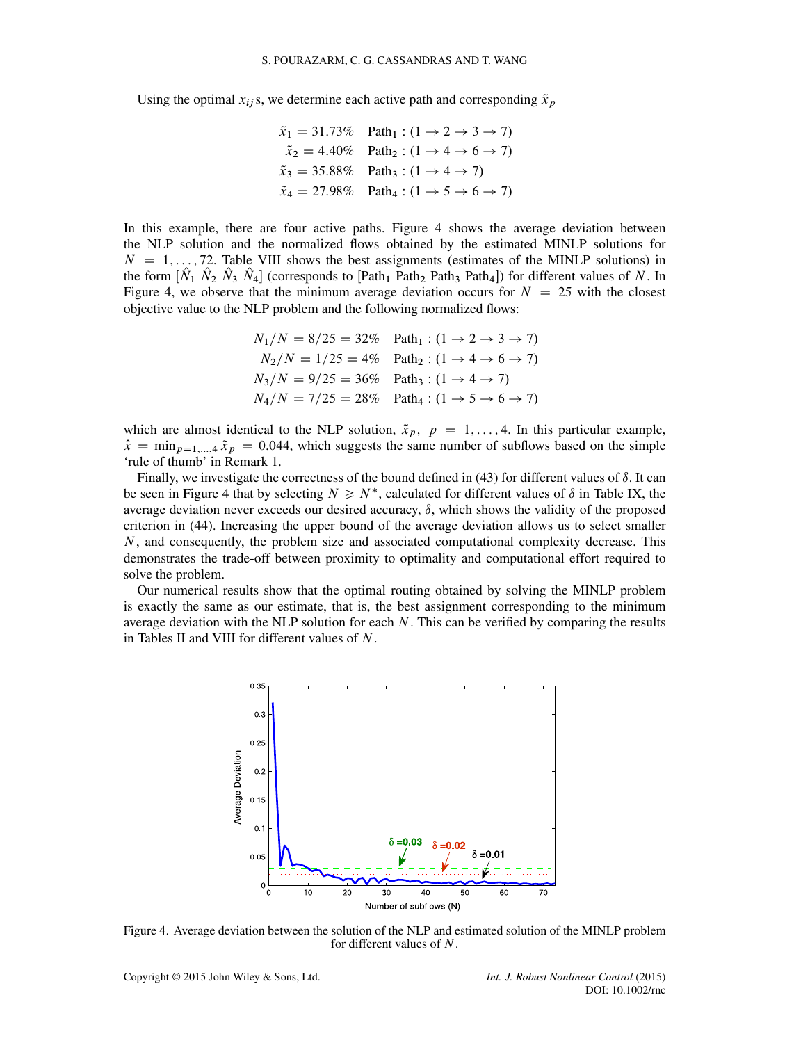Using the optimal $x_{ij}$s, we determine each active path and corresponding $\tilde{x}_p$

$$
\begin{aligned}
\tilde{x}_1 &= 31.73\% \quad \text{Path}_1 : (1 \to 2 \to 3 \to 7) \\
\tilde{x}_2 &= 4.40\% \quad \text{Path}_2 : (1 \to 4 \to 6 \to 7) \\
\tilde{x}_3 &= 35.88\% \quad \text{Path}_3 : (1 \to 4 \to 7) \\
\tilde{x}_4 &= 27.98\% \quad \text{Path}_4 : (1 \to 5 \to 6 \to 7)
\end{aligned}
$$

In this example, there are four active paths. Figure 4 shows the average deviation between the NLP solution and the normalized flows obtained by the estimated MINLP solutions for $N = 1, \ldots, 72$. Table VIII shows the best assignments (estimates of the MINLP solutions) in the form $[\hat{N}_1\ \hat{N}_2\ \hat{N}_3\ \hat{N}_4]$ (corresponds to $[\text{Path}_1\ \text{Path}_2\ \text{Path}_3\ \text{Path}_4]$) for different values of $N$. In Figure 4, we observe that the minimum average deviation occurs for $N = 25$ with the closest objective value to the NLP problem and the following normalized flows:

$$
\begin{aligned}
N_1/N &= 8/25 = 32\% \quad \text{Path}_1 : (1 \to 2 \to 3 \to 7) \\
N_2/N &= 1/25 = 4\% \quad \text{Path}_2 : (1 \to 4 \to 6 \to 7) \\
N_3/N &= 9/25 = 36\% \quad \text{Path}_3 : (1 \to 4 \to 7) \\
N_4/N &= 7/25 = 28\% \quad \text{Path}_4 : (1 \to 5 \to 6 \to 7)
\end{aligned}
$$

which are almost identical to the NLP solution, $\tilde{x}_p,\ p = 1, \ldots, 4$. In this particular example, $\hat{x} = \min_{p=1,\ldots,4} \tilde{x}_p = 0.044$, which suggests the same number of subflows based on the simple 'rule of thumb' in Remark 1.

Finally, we investigate the correctness of the bound defined in (43) for different values of $\delta$. It can be seen in Figure 4 that by selecting $N \geqslant N^*$, calculated for different values of $\delta$ in Table IX, the average deviation never exceeds our desired accuracy, $\delta$, which shows the validity of the proposed criterion in (44). Increasing the upper bound of the average deviation allows us to select smaller $N$, and consequently, the problem size and associated computational complexity decrease. This demonstrates the trade-off between proximity to optimality and computational effort required to solve the problem.

Our numerical results show that the optimal routing obtained by solving the MINLP problem is exactly the same as our estimate, that is, the best assignment corresponding to the minimum average deviation with the NLP solution for each $N$. This can be verified by comparing the results in Tables II and VIII for different values of $N$.

Figure 4. Average deviation between the solution of the NLP and estimated solution of the MINLP problem for different values of $N$.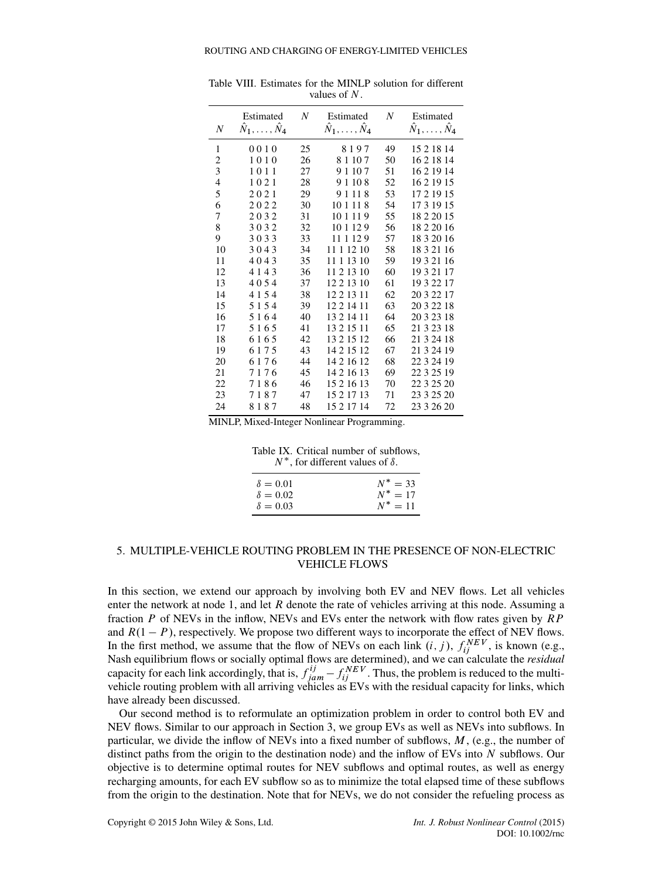Table VIII. Estimates for the MINLP solution for different values of $N$.

| $N$ | Estimated $\hat{N}_1, \ldots, \hat{N}_4$ | $N$ | Estimated $\hat{N}_1, \ldots, \hat{N}_4$ | $N$ | Estimated $\hat{N}_1, \ldots, \hat{N}_4$ |
|---|---|---|---|---|---|
| 1 | 0 0 1 0 | 25 | 8 1 9 7 | 49 | 15 2 18 14 |
| 2 | 1 0 1 0 | 26 | 8 1 10 7 | 50 | 16 2 18 14 |
| 3 | 1 0 1 1 | 27 | 9 1 10 7 | 51 | 16 2 19 14 |
| 4 | 1 0 2 1 | 28 | 9 1 10 8 | 52 | 16 2 19 15 |
| 5 | 2 0 2 1 | 29 | 9 1 11 8 | 53 | 17 2 19 15 |
| 6 | 2 0 2 2 | 30 | 10 1 11 8 | 54 | 17 3 19 15 |
| 7 | 2 0 3 2 | 31 | 10 1 11 9 | 55 | 18 2 20 15 |
| 8 | 3 0 3 2 | 32 | 10 1 12 9 | 56 | 18 2 20 16 |
| 9 | 3 0 3 3 | 33 | 11 1 12 9 | 57 | 18 3 20 16 |
| 10 | 3 0 4 3 | 34 | 11 1 12 10 | 58 | 18 3 21 16 |
| 11 | 4 0 4 3 | 35 | 11 1 13 10 | 59 | 19 3 21 16 |
| 12 | 4 1 4 3 | 36 | 11 2 13 10 | 60 | 19 3 21 17 |
| 13 | 4 0 5 4 | 37 | 12 2 13 10 | 61 | 19 3 22 17 |
| 14 | 4 1 5 4 | 38 | 12 2 13 11 | 62 | 20 3 22 17 |
| 15 | 5 1 5 4 | 39 | 12 2 14 11 | 63 | 20 3 22 18 |
| 16 | 5 1 6 4 | 40 | 13 2 14 11 | 64 | 20 3 23 18 |
| 17 | 5 1 6 5 | 41 | 13 2 15 11 | 65 | 21 3 23 18 |
| 18 | 6 1 6 5 | 42 | 13 2 15 12 | 66 | 21 3 24 18 |
| 19 | 6 1 7 5 | 43 | 14 2 15 12 | 67 | 21 3 24 19 |
| 20 | 6 1 7 6 | 44 | 14 2 16 12 | 68 | 22 3 24 19 |
| 21 | 7 1 7 6 | 45 | 14 2 16 13 | 69 | 22 3 25 19 |
| 22 | 7 1 8 6 | 46 | 15 2 16 13 | 70 | 22 3 25 20 |
| 23 | 7 1 8 7 | 47 | 15 2 17 13 | 71 | 23 3 25 20 |
| 24 | 8 1 8 7 | 48 | 15 2 17 14 | 72 | 23 3 26 20 |

MINLP, Mixed-Integer Nonlinear Programming.

Table IX. Critical number of subflows, $N^*$, for different values of $\delta$.

| | |
|---|---|
| $\delta = 0.01$ | $N^* = 33$ |
| $\delta = 0.02$ | $N^* = 17$ |
| $\delta = 0.03$ | $N^* = 11$ |

## 5. MULTIPLE-VEHICLE ROUTING PROBLEM IN THE PRESENCE OF NON-ELECTRIC VEHICLE FLOWS

In this section, we extend our approach by involving both EV and NEV flows. Let all vehicles enter the network at node 1, and let $R$ denote the rate of vehicles arriving at this node. Assuming a fraction $P$ of NEVs in the inflow, NEVs and EVs enter the network with flow rates given by $RP$ and $R(1-P)$, respectively. We propose two different ways to incorporate the effect of NEV flows. In the first method, we assume that the flow of NEVs on each link $(i, j)$, $f_{ij}^{NEV}$, is known (e.g., Nash equilibrium flows or socially optimal flows are determined), and we can calculate the *residual* capacity for each link accordingly, that is, $f_{jam}^{ij} - f_{ij}^{NEV}$. Thus, the problem is reduced to the multi-vehicle routing problem with all arriving vehicles as EVs with the residual capacity for links, which have already been discussed.

Our second method is to reformulate an optimization problem in order to control both EV and NEV flows. Similar to our approach in Section 3, we group EVs as well as NEVs into subflows. In particular, we divide the inflow of NEVs into a fixed number of subflows, $M$, (e.g., the number of distinct paths from the origin to the destination node) and the inflow of EVs into $N$ subflows. Our objective is to determine optimal routes for NEV subflows and optimal routes, as well as energy recharging amounts, for each EV subflow so as to minimize the total elapsed time of these subflows from the origin to the destination. Note that for NEVs, we do not consider the refueling process as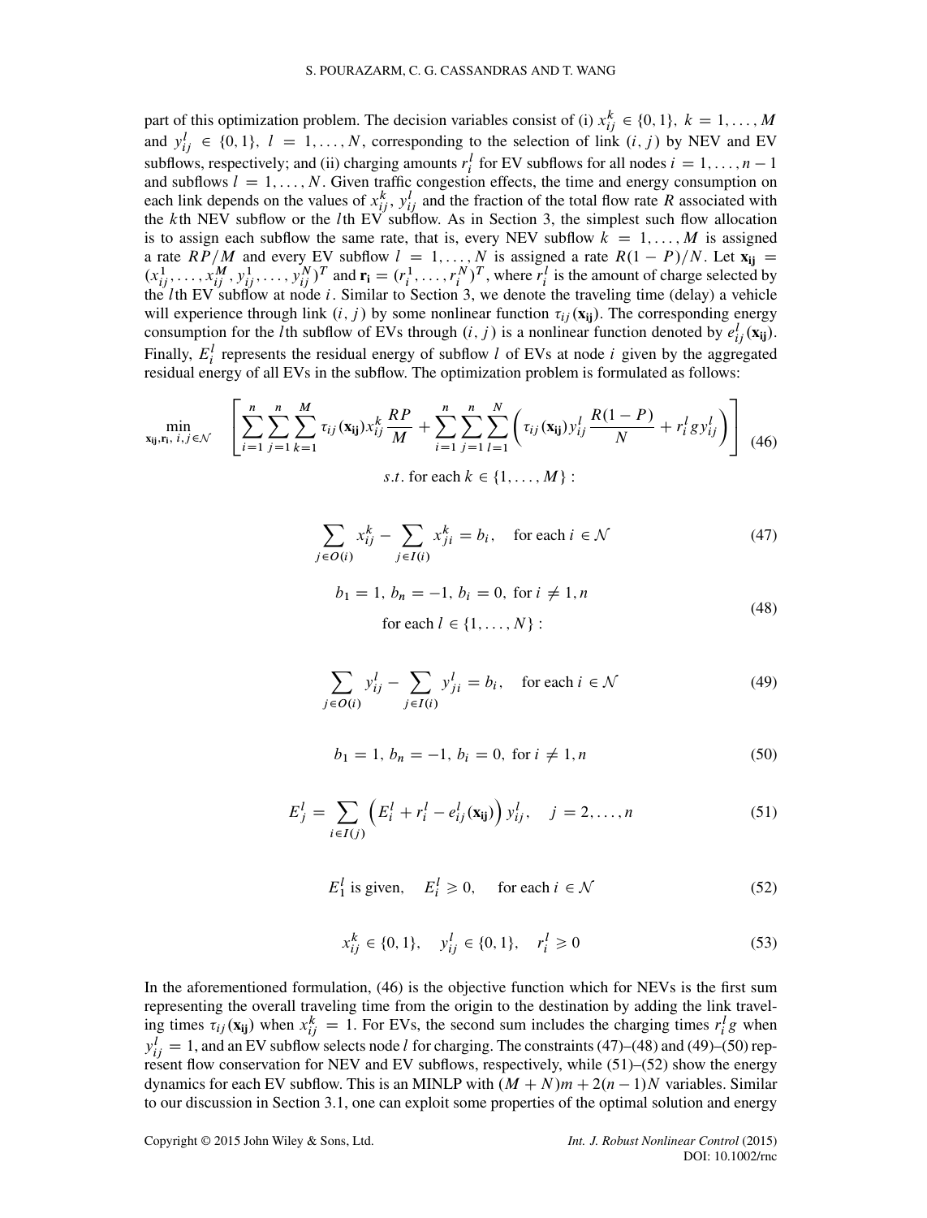part of this optimization problem. The decision variables consist of (i) $x_{ij}^k \in \{0, 1\},\ k = 1, \ldots, M$ and $y_{ij}^l \in \{0, 1\},\ l = 1, \ldots, N$, corresponding to the selection of link $(i, j)$ by NEV and EV subflows, respectively; and (ii) charging amounts $r_i^l$ for EV subflows for all nodes $i = 1, \ldots, n-1$ and subflows $l = 1, \ldots, N$. Given traffic congestion effects, the time and energy consumption on each link depends on the values of $x_{ij}^k$, $y_{ij}^l$ and the fraction of the total flow rate $R$ associated with the $k$th NEV subflow or the $l$th EV subflow. As in Section 3, the simplest such flow allocation is to assign each subflow the same rate, that is, every NEV subflow $k = 1, \ldots, M$ is assigned a rate $RP/M$ and every EV subflow $l = 1, \ldots, N$ is assigned a rate $R(1-P)/N$. Let $\mathbf{x_{ij}} = (x_{ij}^1, \ldots, x_{ij}^M, y_{ij}^1, \ldots, y_{ij}^N)^T$ and $\mathbf{r_i} = (r_i^1, \ldots, r_i^N)^T$, where $r_i^l$ is the amount of charge selected by the $l$th EV subflow at node $i$. Similar to Section 3, we denote the traveling time (delay) a vehicle will experience through link $(i, j)$ by some nonlinear function $\tau_{ij}(\mathbf{x_{ij}})$. The corresponding energy consumption for the $l$th subflow of EVs through $(i, j)$ is a nonlinear function denoted by $e_{ij}^l(\mathbf{x_{ij}})$. Finally, $E_i^l$ represents the residual energy of subflow $l$ of EVs at node $i$ given by the aggregated residual energy of all EVs in the subflow. The optimization problem is formulated as follows:

$$\min_{\mathbf{x_{ij}}, \mathbf{r_i},\ i,j \in \mathcal{N}} \quad \left[ \sum_{i=1}^{n} \sum_{j=1}^{n} \sum_{k=1}^{M} \tau_{ij}(\mathbf{x_{ij}}) x_{ij}^k \frac{RP}{M} + \sum_{i=1}^{n} \sum_{j=1}^{n} \sum_{l=1}^{N} \left( \tau_{ij}(\mathbf{x_{ij}}) y_{ij}^l \frac{R(1-P)}{N} + r_i^l g y_{ij}^l \right) \right] \tag{46}$$

$$s.t. \text{ for each } k \in \{1, \ldots, M\}:$$

$$\sum_{j \in O(i)} x_{ij}^k - \sum_{j \in I(i)} x_{ji}^k = b_i, \quad \text{for each } i \in \mathcal{N} \tag{47}$$

$$b_1 = 1,\ b_n = -1,\ b_i = 0,\ \text{for } i \neq 1, n \tag{48}$$

$$\text{for each } l \in \{1, \ldots, N\}:$$

$$\sum_{j \in O(i)} y_{ij}^l - \sum_{j \in I(i)} y_{ji}^l = b_i, \quad \text{for each } i \in \mathcal{N} \tag{49}$$

$$b_1 = 1,\ b_n = -1,\ b_i = 0,\ \text{for } i \neq 1, n \tag{50}$$

$$E_j^l = \sum_{i \in I(j)} \left( E_i^l + r_i^l - e_{ij}^l(\mathbf{x_{ij}}) \right) y_{ij}^l, \quad j = 2, \ldots, n \tag{51}$$

$$E_1^l \text{ is given}, \quad E_i^l \geqslant 0, \quad \text{for each } i \in \mathcal{N} \tag{52}$$

$$x_{ij}^k \in \{0, 1\}, \quad y_{ij}^l \in \{0, 1\}, \quad r_i^l \geqslant 0 \tag{53}$$

In the aforementioned formulation, (46) is the objective function which for NEVs is the first sum representing the overall traveling time from the origin to the destination by adding the link traveling times $\tau_{ij}(\mathbf{x_{ij}})$ when $x_{ij}^k = 1$. For EVs, the second sum includes the charging times $r_i^l g$ when $y_{ij}^l = 1$, and an EV subflow selects node $l$ for charging. The constraints (47)–(48) and (49)–(50) represent flow conservation for NEV and EV subflows, respectively, while (51)–(52) show the energy dynamics for each EV subflow. This is an MINLP with $(M + N)m + 2(n-1)N$ variables. Similar to our discussion in Section 3.1, one can exploit some properties of the optimal solution and energy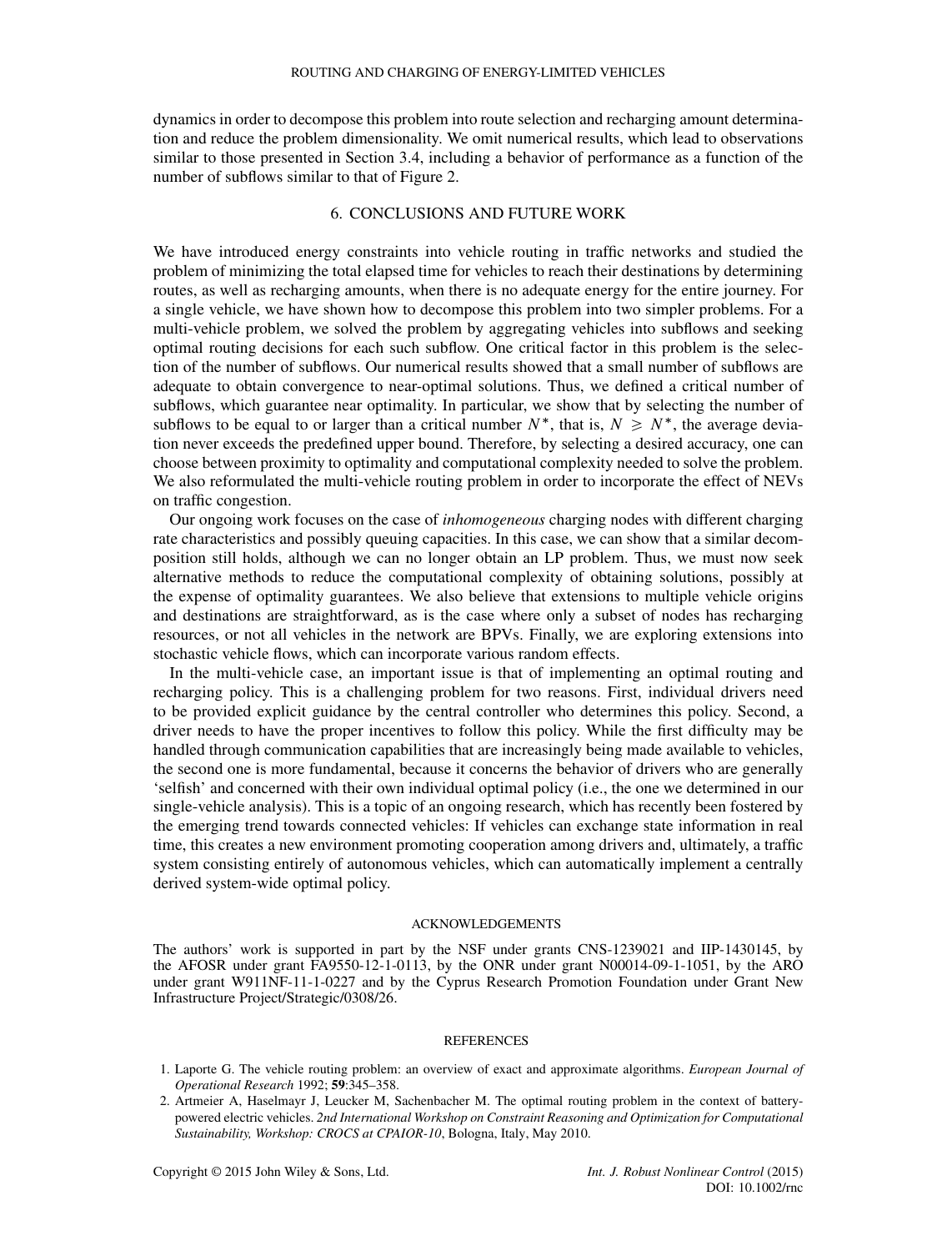dynamics in order to decompose this problem into route selection and recharging amount determination and reduce the problem dimensionality. We omit numerical results, which lead to observations similar to those presented in Section 3.4, including a behavior of performance as a function of the number of subflows similar to that of Figure 2.

## 6. CONCLUSIONS AND FUTURE WORK

We have introduced energy constraints into vehicle routing in traffic networks and studied the problem of minimizing the total elapsed time for vehicles to reach their destinations by determining routes, as well as recharging amounts, when there is no adequate energy for the entire journey. For a single vehicle, we have shown how to decompose this problem into two simpler problems. For a multi-vehicle problem, we solved the problem by aggregating vehicles into subflows and seeking optimal routing decisions for each such subflow. One critical factor in this problem is the selection of the number of subflows. Our numerical results showed that a small number of subflows are adequate to obtain convergence to near-optimal solutions. Thus, we defined a critical number of subflows, which guarantee near optimality. In particular, we show that by selecting the number of subflows to be equal to or larger than a critical number $N^*$, that is, $N \geqslant N^*$, the average deviation never exceeds the predefined upper bound. Therefore, by selecting a desired accuracy, one can choose between proximity to optimality and computational complexity needed to solve the problem. We also reformulated the multi-vehicle routing problem in order to incorporate the effect of NEVs on traffic congestion.

Our ongoing work focuses on the case of *inhomogeneous* charging nodes with different charging rate characteristics and possibly queuing capacities. In this case, we can show that a similar decomposition still holds, although we can no longer obtain an LP problem. Thus, we must now seek alternative methods to reduce the computational complexity of obtaining solutions, possibly at the expense of optimality guarantees. We also believe that extensions to multiple vehicle origins and destinations are straightforward, as is the case where only a subset of nodes has recharging resources, or not all vehicles in the network are BPVs. Finally, we are exploring extensions into stochastic vehicle flows, which can incorporate various random effects.

In the multi-vehicle case, an important issue is that of implementing an optimal routing and recharging policy. This is a challenging problem for two reasons. First, individual drivers need to be provided explicit guidance by the central controller who determines this policy. Second, a driver needs to have the proper incentives to follow this policy. While the first difficulty may be handled through communication capabilities that are increasingly being made available to vehicles, the second one is more fundamental, because it concerns the behavior of drivers who are generally 'selfish' and concerned with their own individual optimal policy (i.e., the one we determined in our single-vehicle analysis). This is a topic of an ongoing research, which has recently been fostered by the emerging trend towards connected vehicles: If vehicles can exchange state information in real time, this creates a new environment promoting cooperation among drivers and, ultimately, a traffic system consisting entirely of autonomous vehicles, which can automatically implement a centrally derived system-wide optimal policy.

### ACKNOWLEDGEMENTS

The authors' work is supported in part by the NSF under grants CNS-1239021 and IIP-1430145, by the AFOSR under grant FA9550-12-1-0113, by the ONR under grant N00014-09-1-1051, by the ARO under grant W911NF-11-1-0227 and by the Cyprus Research Promotion Foundation under Grant New Infrastructure Project/Strategic/0308/26.

### REFERENCES

1. Laporte G. The vehicle routing problem: an overview of exact and approximate algorithms. *European Journal of Operational Research* 1992; **59**:345–358.
2. Artmeier A, Haselmayr J, Leucker M, Sachenbacher M. The optimal routing problem in the context of battery-powered electric vehicles. *2nd International Workshop on Constraint Reasoning and Optimization for Computational Sustainability, Workshop: CROCS at CPAIOR-10*, Bologna, Italy, May 2010.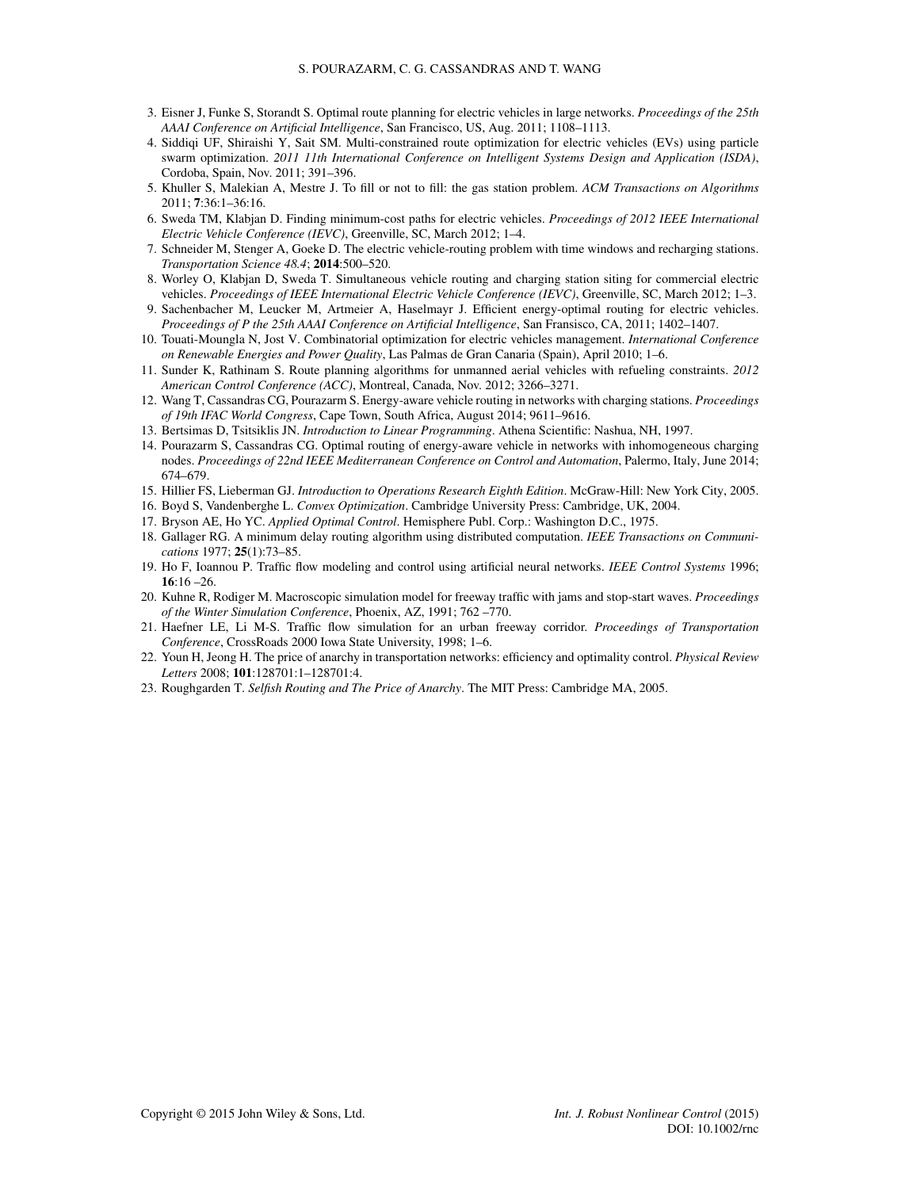3. Eisner J, Funke S, Storandt S. Optimal route planning for electric vehicles in large networks. *Proceedings of the 25th AAAI Conference on Artificial Intelligence*, San Francisco, US, Aug. 2011; 1108–1113.
4. Siddiqi UF, Shiraishi Y, Sait SM. Multi-constrained route optimization for electric vehicles (EVs) using particle swarm optimization. *2011 11th International Conference on Intelligent Systems Design and Application (ISDA)*, Cordoba, Spain, Nov. 2011; 391–396.
5. Khuller S, Malekian A, Mestre J. To fill or not to fill: the gas station problem. *ACM Transactions on Algorithms* 2011; **7**:36:1–36:16.
6. Sweda TM, Klabjan D. Finding minimum-cost paths for electric vehicles. *Proceedings of 2012 IEEE International Electric Vehicle Conference (IEVC)*, Greenville, SC, March 2012; 1–4.
7. Schneider M, Stenger A, Goeke D. The electric vehicle-routing problem with time windows and recharging stations. *Transportation Science 48.4*; **2014**:500–520.
8. Worley O, Klabjan D, Sweda T. Simultaneous vehicle routing and charging station siting for commercial electric vehicles. *Proceedings of IEEE International Electric Vehicle Conference (IEVC)*, Greenville, SC, March 2012; 1–3.
9. Sachenbacher M, Leucker M, Artmeier A, Haselmayr J. Efficient energy-optimal routing for electric vehicles. *Proceedings of P the 25th AAAI Conference on Artificial Intelligence*, San Fransisco, CA, 2011; 1402–1407.
10. Touati-Moungla N, Jost V. Combinatorial optimization for electric vehicles management. *International Conference on Renewable Energies and Power Quality*, Las Palmas de Gran Canaria (Spain), April 2010; 1–6.
11. Sunder K, Rathinam S. Route planning algorithms for unmanned aerial vehicles with refueling constraints. *2012 American Control Conference (ACC)*, Montreal, Canada, Nov. 2012; 3266–3271.
12. Wang T, Cassandras CG, Pourazarm S. Energy-aware vehicle routing in networks with charging stations. *Proceedings of 19th IFAC World Congress*, Cape Town, South Africa, August 2014; 9611–9616.
13. Bertsimas D, Tsitsiklis JN. *Introduction to Linear Programming*. Athena Scientific: Nashua, NH, 1997.
14. Pourazarm S, Cassandras CG. Optimal routing of energy-aware vehicle in networks with inhomogeneous charging nodes. *Proceedings of 22nd IEEE Mediterranean Conference on Control and Automation*, Palermo, Italy, June 2014; 674–679.
15. Hillier FS, Lieberman GJ. *Introduction to Operations Research Eighth Edition*. McGraw-Hill: New York City, 2005.
16. Boyd S, Vandenberghe L. *Convex Optimization*. Cambridge University Press: Cambridge, UK, 2004.
17. Bryson AE, Ho YC. *Applied Optimal Control*. Hemisphere Publ. Corp.: Washington D.C., 1975.
18. Gallager RG. A minimum delay routing algorithm using distributed computation. *IEEE Transactions on Communications* 1977; **25**(1):73–85.
19. Ho F, Ioannou P. Traffic flow modeling and control using artificial neural networks. *IEEE Control Systems* 1996; **16**:16 –26.
20. Kuhne R, Rodiger M. Macroscopic simulation model for freeway traffic with jams and stop-start waves. *Proceedings of the Winter Simulation Conference*, Phoenix, AZ, 1991; 762 –770.
21. Haefner LE, Li M-S. Traffic flow simulation for an urban freeway corridor. *Proceedings of Transportation Conference*, CrossRoads 2000 Iowa State University, 1998; 1–6.
22. Youn H, Jeong H. The price of anarchy in transportation networks: efficiency and optimality control. *Physical Review Letters* 2008; **101**:128701:1–128701:4.
23. Roughgarden T. *Selfish Routing and The Price of Anarchy*. The MIT Press: Cambridge MA, 2005.